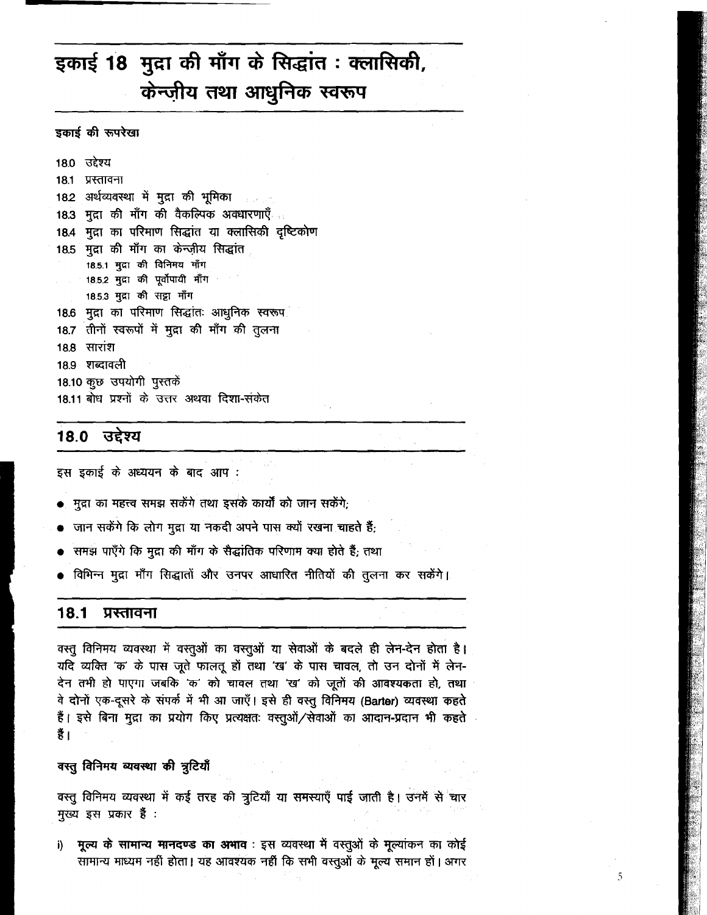# इकाई 18 मुद्रा की माँग के सिद्धांत : क्लासिकी, केन्ज़ीय तथा आधुनिक स्वरूप

**इकाई की रूपरेखा**

18.0 उद्देश्य
18.1 प्रस्तावना
18.2 अर्थव्यवस्था में मुद्रा की भूमिका
18.3 मुद्रा की माँग की वैकल्पिक अवधारणाएँ
18.4 मुद्रा का परिमाण सिद्धांत या क्लासिकी दृष्टिकोण
18.5 मुद्रा की माँग का केन्ज़ीय सिद्धांत
- 18.5.1 मुद्रा की विनिमय माँग
- 18.5.2 मुद्रा की पूर्वोपायी माँग
- 18.5.3 मुद्रा की सट्टा माँग

18.6 मुद्रा का परिमाण सिद्धांतः आधुनिक स्वरूप
18.7 तीनों स्वरूपों में मुद्रा की माँग की तुलना
18.8 सारांश
18.9 शब्दावली
18.10 कुछ उपयोगी पुस्तकें
18.11 बोध प्रश्नों के उत्तर अथवा दिशा-संकेत

## 18.0 उद्देश्य

इस इकाई के अध्ययन के बाद आप :

- मुद्रा का महत्त्व समझ सकेंगे तथा इसके कार्यों को जान सकेंगे;
- जान सकेंगे कि लोग मुद्रा या नकदी अपने पास क्यों रखना चाहते हैं;
- समझ पाएँगे कि मुद्रा की माँग के सैद्धांतिक परिणाम क्या होते हैं; तथा
- विभिन्न मुद्रा माँग सिद्धातों और उनपर आधारित नीतियों की तुलना कर सकेंगे।

## 18.1 प्रस्तावना

वस्तु विनिमय व्यवस्था में वस्तुओं का वस्तुओं या सेवाओं के बदले ही लेन-देन होता है। यदि व्यक्ति 'क' के पास जूते फालतू हों तथा 'ख' के पास चावल, तो उन दोनों में लेन-देन तभी हो पाएगा जबकि 'क' को चावल तथा 'ख' को जूतों की आवश्यकता हो, तथा वे दोनों एक-दूसरे के संपर्क में भी आ जाएँ। इसे ही वस्तु विनिमय (Barter) व्यवस्था कहते हैं। इसे बिना मुद्रा का प्रयोग किए प्रत्यक्षतः वस्तुओं/सेवाओं का आदान-प्रदान भी कहते हैं।

### वस्तु विनिमय व्यवस्था की त्रुटियाँ

वस्तु विनिमय व्यवस्था में कई तरह की त्रुटियाँ या समस्याएँ पाई जाती है। उनमें से चार मुख्य इस प्रकार हैं :

i) **मूल्य के सामान्य मानदण्ड का अभाव** : इस व्यवस्था में वस्तुओं के मूल्यांकन का कोई सामान्य माध्यम नहीं होता। यह आवश्यक नहीं कि सभी वस्तुओं के मूल्य समान हों। अगर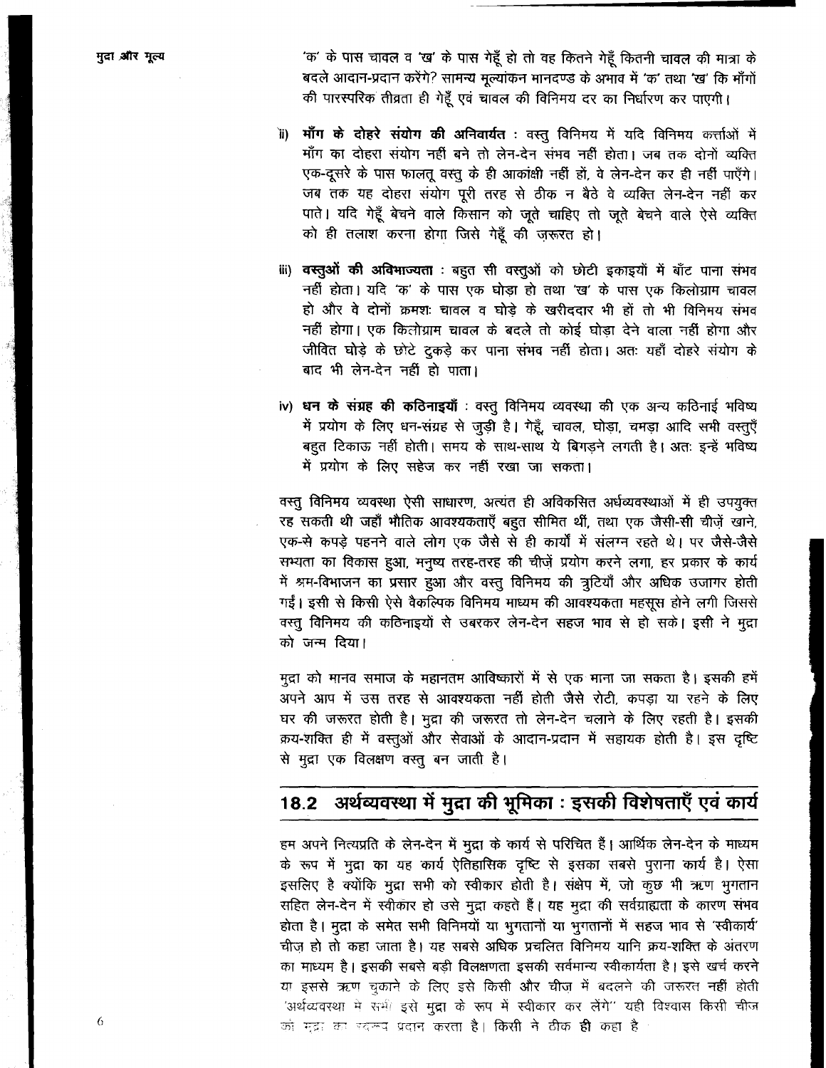'क' के पास चावल व 'ख' के पास गेहूँ हो तो वह कितने गेहूँ कितनी चावल की मात्रा के बदले आदान-प्रदान करेंगे? सामन्य मूल्यांकन मानदण्ड के अभाव में 'क' तथा 'ख' कि माँगों की पारस्परिक तीव्रता ही गेहूँ एवं चावल की विनिमय दर का निर्धारण कर पाएगी।

ii) **माँग के दोहरे संयोग की अनिवार्यत** : वस्तु विनिमय में यदि विनिमय कर्त्ताओं में माँग का दोहरा संयोग नहीं बने तो लेन-देन संभव नहीं होता। जब तक दोनों व्यक्ति एक-दूसरे के पास फालतू वस्तु के ही आकांक्षी नहीं हों, वे लेन-देन कर ही नहीं पाएँगे। जब तक यह दोहरा संयोग पूरी तरह से ठीक न बैठे वे व्यक्ति लेन-देन नहीं कर पाते। यदि गेहूँ बेचने वाले किसान को जूते चाहिए तो जूते बेचने वाले ऐसे व्यक्ति को ही तलाश करना होगा जिसे गेहूँ की ज़रूरत हो।

iii) **वस्तुओं की अविभाज्यता** : बहुत सी वस्तुओं को छोटी इकाइयों में बाँट पाना संभव नहीं होता। यदि 'क' के पास एक घोड़ा हो तथा 'ख' के पास एक किलोग्राम चावल हो और वे दोनों क्रमशः चावल व घोड़े के खरीददार भी हों तो भी विनिमय संभव नहीं होगा। एक किलोग्राम चावल के बदले तो कोई घोड़ा देने वाला नहीं होगा और जीवित घोड़े के छोटे टुकड़े कर पाना संभव नहीं होता। अतः यहाँ दोहरे संयोग के बाद भी लेन-देन नहीं हो पाता।

iv) **धन के संग्रह की कठिनाइयाँ** : वस्तु विनिमय व्यवस्था की एक अन्य कठिनाई भविष्य में प्रयोग के लिए धन-संग्रह से जुड़ी है। गेहूँ, चावल, घोड़ा, चमड़ा आदि सभी वस्तुएँ बहुत टिकाऊ नहीं होती। समय के साथ-साथ ये बिगड़ने लगती है। अतः इन्हें भविष्य में प्रयोग के लिए सहेज कर नहीं रखा जा सकता।

वस्तु विनिमय व्यवस्था ऐसी साधारण, अत्यंत ही अविकसित अर्थव्यवस्थाओं में ही उपयुक्त रह सकती थी जहाँ भौतिक आवश्यकताएँ बहुत सीमित थीं, तथा एक जैसी-सी चीज़ें खाने, एक-से कपड़े पहनने वाले लोग एक जैसे से ही कार्यों में संलग्न रहते थे। पर जैसे-जैसे सभ्यता का विकास हुआ, मनुष्य तरह-तरह की चीज़ें प्रयोग करने लगा, हर प्रकार के कार्य में श्रम-विभाजन का प्रसार हुआ और वस्तु विनिमय की त्रुटियाँ और अधिक उजागर होती गईं। इसी से किसी ऐसे वैकल्पिक विनिमय माध्यम की आवश्यकता महसूस होने लगी जिससे वस्तु विनिमय की कठिनाइयों से उबरकर लेन-देन सहज भाव से हो सके। इसी ने मुद्रा को जन्म दिया।

मुद्रा को मानव समाज के महानतम आविष्कारों में से एक माना जा सकता है। इसकी हमें अपने आप में उस तरह से आवश्यकता नहीं होती जैसे रोटी, कपड़ा या रहने के लिए घर की जरूरत होती है। मुद्रा की जरूरत तो लेन-देन चलाने के लिए रहती है। इसकी क्रय-शक्ति ही में वस्तुओं और सेवाओं के आदान-प्रदान में सहायक होती है। इस दृष्टि से मुद्रा एक विलक्षण वस्तु बन जाती है।

## 18.2 अर्थव्यवस्था में मुद्रा की भूमिका : इसकी विशेषताएँ एवं कार्य

हम अपने नित्यप्रति के लेन-देन में मुद्रा के कार्य से परिचित हैं। आर्थिक लेन-देन के माध्यम के रूप में मुद्रा का यह कार्य ऐतिहासिक दृष्टि से इसका सबसे पुराना कार्य है। ऐसा इसलिए है क्योंकि मुद्रा सभी को स्वीकार होती है। संक्षेप में, जो कुछ भी ऋण भुगतान सहित लेन-देन में स्वीकार हो उसे मुद्रा कहते हैं। यह मुद्रा की सर्वग्राह्यता के कारण संभव होता है। मुद्रा के समेत सभी विनिमयों या भुगतानों या भुगतानों में सहज भाव से 'स्वीकार्य' चीज़ हो तो कहा जाता है। यह सबसे अधिक प्रचलित विनिमय यानि क्रय-शक्ति के अंतरण का माध्यम है। इसकी सबसे बड़ी विलक्षणता इसकी सर्वमान्य स्वीकार्यता है। इसे खर्च करने या इससे ऋण चुकाने के लिए इसे किसी और चीज में बदलने की जरूरत नहीं होती "अर्थव्यवस्था में सभी इसे मुद्रा के रूप में स्वीकार कर लेंगे" यही विश्वास किसी चीज को मुद्रा का स्वरूप प्रदान करता है। किसी ने ठीक **ही** कहा है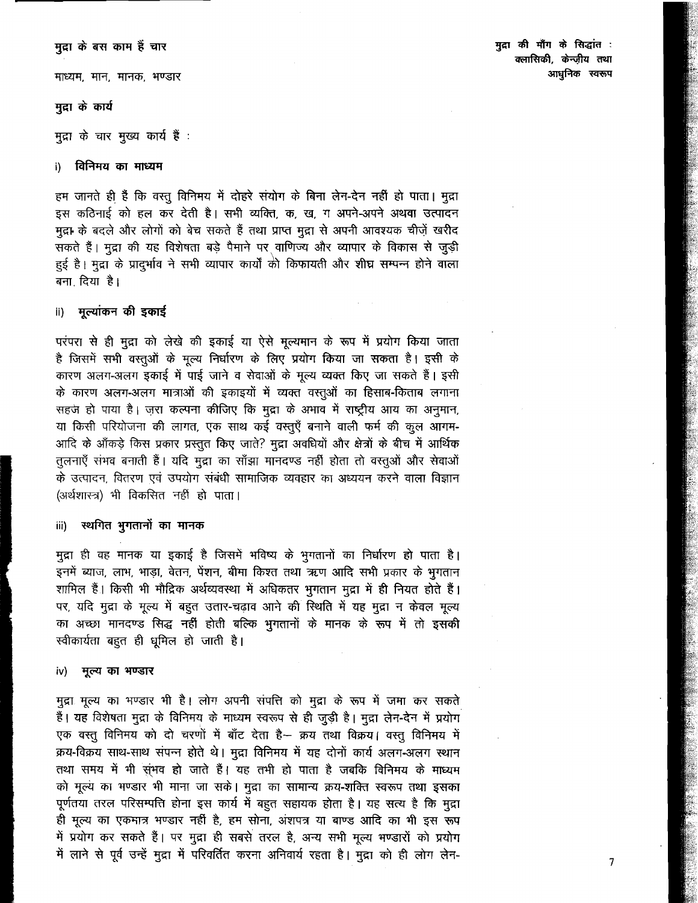मुद्रा के बस काम हैं चार

माध्यम, मान, मानक, भण्डार

## मुद्रा के कार्य

मुद्रा के चार मुख्य कार्य हैं :

### i) विनिमय का माध्यम

हम जानते ही हैं कि वस्तु विनिमय में दोहरे संयोग के बिना लेन-देन नहीं हो पाता। मुद्रा इस कठिनाई को हल कर देती है। सभी व्यक्ति, क, ख, ग अपने-अपने अथवा उत्पादन मुद्रा के बदले और लोगों को बेच सकते हैं तथा प्राप्त मुद्रा से अपनी आवश्यक चीज़ें खरीद सकते हैं। मुद्रा की यह विशेषता बड़े पैमाने पर वाणिज्य और व्यापार के विकास से जुड़ी हुई है। मुद्रा के प्रादुर्भाव ने सभी व्यापार कार्यों को किफायती और शीघ्र सम्पन्न होने वाला बना दिया है।

### ii) मूल्यांकन की इकाई

परंपरा से ही मुद्रा को लेखे की इकाई या ऐसे मूल्यमान के रूप में प्रयोग किया जाता है जिसमें सभी वस्तुओं के मूल्य निर्धारण के लिए प्रयोग किया जा सकता है। इसी के कारण अलग-अलग इकाई में पाई जाने व सेवाओं के मूल्य व्यक्त किए जा सकते हैं। इसी के कारण अलग-अलग मात्राओं की इकाइयों में व्यक्त वस्तुओं का हिसाब-किताब लगाना सहज हो पाया है। ज़रा कल्पना कीजिए कि मुद्रा के अभाव में राष्ट्रीय आय का अनुमान, या किसी परियोजना की लागत, एक साथ कई वस्तुएँ बनाने वाली फर्म की कुल आगम-आदि के आँकड़े किस प्रकार प्रस्तुत किए जाते? मुद्रा अवधियों और क्षेत्रों के बीच में आर्थिक तुलनाएँ संभव बनाती हैं। यदि मुद्रा का साँझा मानदण्ड नहीं होता तो वस्तुओं और सेवाओं के उत्पादन, वितरण एवं उपयोग संबंधी सामाजिक व्यवहार का अध्ययन करने वाला विज्ञान (अर्थशास्त्र) भी विकसित नहीं हो पाता।

### iii) स्थगित भुगतानों का मानक

मुद्रा ही वह मानक या इकाई है जिसमें भविष्य के भुगतानों का निर्धारण हो पाता है। इनमें ब्याज, लाभ, भाड़ा, वेतन, पेंशन, बीमा किश्त तथा ऋण आदि सभी प्रकार के भुगतान शामिल हैं। किसी भी मौद्रिक अर्थव्यवस्था में अधिकतर भुगतान मुद्रा में ही नियत होते हैं। पर, यदि मुद्रा के मूल्य में बहुत उतार-चढ़ाव आने की स्थिति में यह मुद्रा न केवल मूल्य का अच्छा मानदण्ड सिद्ध नहीं होती बल्कि भुगतानों के मानक के रूप में तो इसकी स्वीकार्यता बहुत ही धूमिल हो जाती है।

### iv) मूल्य का भण्डार

मुद्रा मूल्य का भण्डार भी है। लोग अपनी संपत्ति को मुद्रा के रूप में जमा कर सकते हैं। यह विशेषता मुद्रा के विनिमय के माध्यम स्वरूप से ही जुड़ी है। मुद्रा लेन-देन में प्रयोग एक वस्तु विनिमय को दो चरणों में बाँट देता है— क्रय तथा विक्रय। वस्तु विनिमय में क्रय-विक्रय साथ-साथ संपन्न होते थे। मुद्रा विनिमय में यह दोनों कार्य अलग-अलग स्थान तथा समय में भी संभव हो जाते हैं। यह तभी हो पाता है जबकि विनिमय के माध्यम को मूल्य का भण्डार भी माना जा सके। मुद्रा का सामान्य क्रय-शक्ति स्वरूप तथा इसका पूर्णतया तरल परिसम्पत्ति होना इस कार्य में बहुत सहायक होता है। यह सत्य है कि मुद्रा ही मूल्य का एकमात्र भण्डार नहीं है, हम सोना, अंशपत्र या बाण्ड आदि का भी इस रूप में प्रयोग कर सकते हैं। पर मुद्रा ही सबसे तरल है, अन्य सभी मूल्य भण्डारों को प्रयोग में लाने से पूर्व उन्हें मुद्रा में परिवर्तित करना अनिवार्य रहता है। मुद्रा को ही लोग लेन-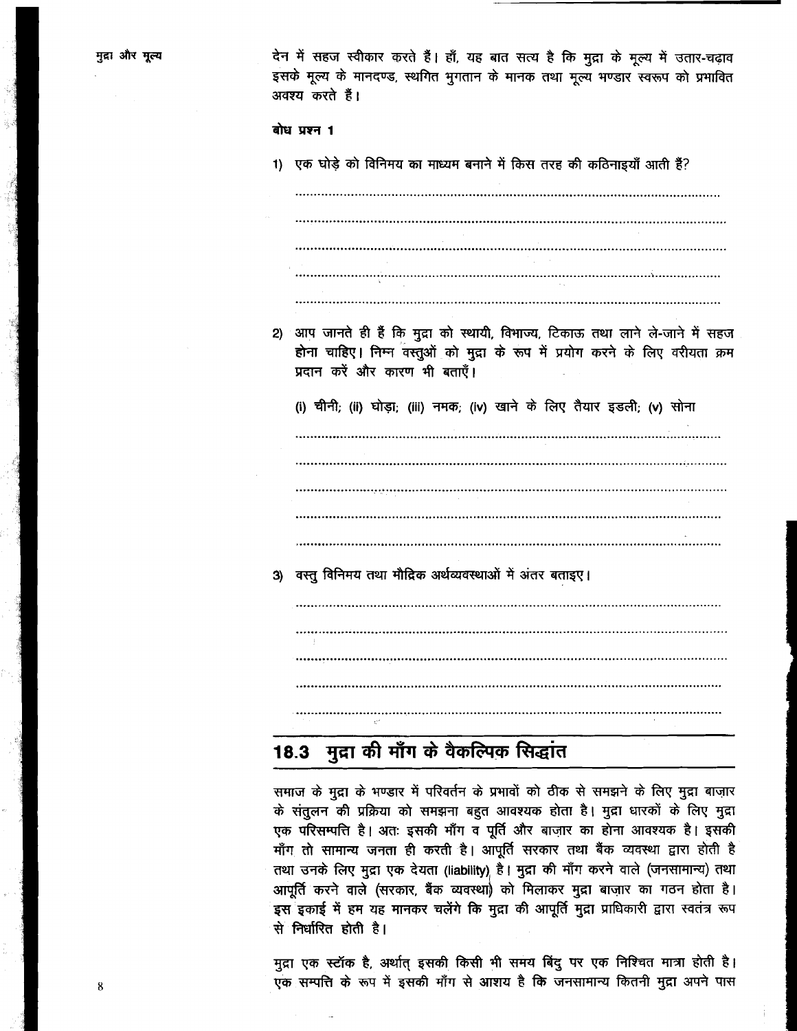देन में सहज स्वीकार करते हैं। हाँ, यह बात सत्य है कि मुद्रा के मूल्य में उतार-चढ़ाव इसके मूल्य के मानदण्ड, स्थगित भुगतान के मानक तथा मूल्य भण्डार स्वरूप को प्रभावित अवश्य करते हैं।

**बोध प्रश्न 1**

1) एक घोड़े को विनिमय का माध्यम बनाने में किस तरह की कठिनाइयाँ आती हैं?

..........................................................................................................................

..........................................................................................................................

..........................................................................................................................

..........................................................................................................................

..........................................................................................................................

2) आप जानते ही हैं कि मुद्रा को स्थायी, विभाज्य, टिकाऊ तथा लाने ले-जाने में सहज होना चाहिए। निम्न वस्तुओं को मुद्रा के रूप में प्रयोग करने के लिए वरीयता क्रम प्रदान करें और कारण भी बताएँ।

   (i) चीनी; (ii) घोड़ा; (iii) नमक; (iv) खाने के लिए तैयार इडली; (v) सोना

..........................................................................................................................

..........................................................................................................................

..........................................................................................................................

..........................................................................................................................

..........................................................................................................................

3) वस्तु विनिमय तथा मौद्रिक अर्थव्यवस्थाओं में अंतर बताइए।

..........................................................................................................................

..........................................................................................................................

..........................................................................................................................

..........................................................................................................................

..........................................................................................................................

## 18.3 मुद्रा की माँग के वैकल्पिक सिद्धांत

समाज के मुद्रा के भण्डार में परिवर्तन के प्रभावों को ठीक से समझने के लिए मुद्रा बाज़ार के संतुलन की प्रक्रिया को समझना बहुत आवश्यक होता है। मुद्रा धारकों के लिए मुद्रा एक परिसम्पत्ति है। अतः इसकी माँग व पूर्ति और बाज़ार का होना आवश्यक है। इसकी माँग तो सामान्य जनता ही करती है। आपूर्ति सरकार तथा बैंक व्यवस्था द्वारा होती है तथा उनके लिए मुद्रा एक देयता (liability) है। मुद्रा की माँग करने वाले (जनसामान्य) तथा आपूर्ति करने वाले (सरकार, बैंक व्यवस्था) को मिलाकर मुद्रा बाज़ार का गठन होता है। इस इकाई में हम यह मानकर चलेंगे कि मुद्रा की आपूर्ति मुद्रा प्राधिकारी द्वारा स्वतंत्र रूप से निर्धारित होती है।

मुद्रा एक स्टॉक है, अर्थात् इसकी किसी भी समय बिंदु पर एक निश्चित मात्रा होती है। एक सम्पत्ति के रूप में इसकी माँग से आशय है कि जनसामान्य कितनी मुद्रा अपने पास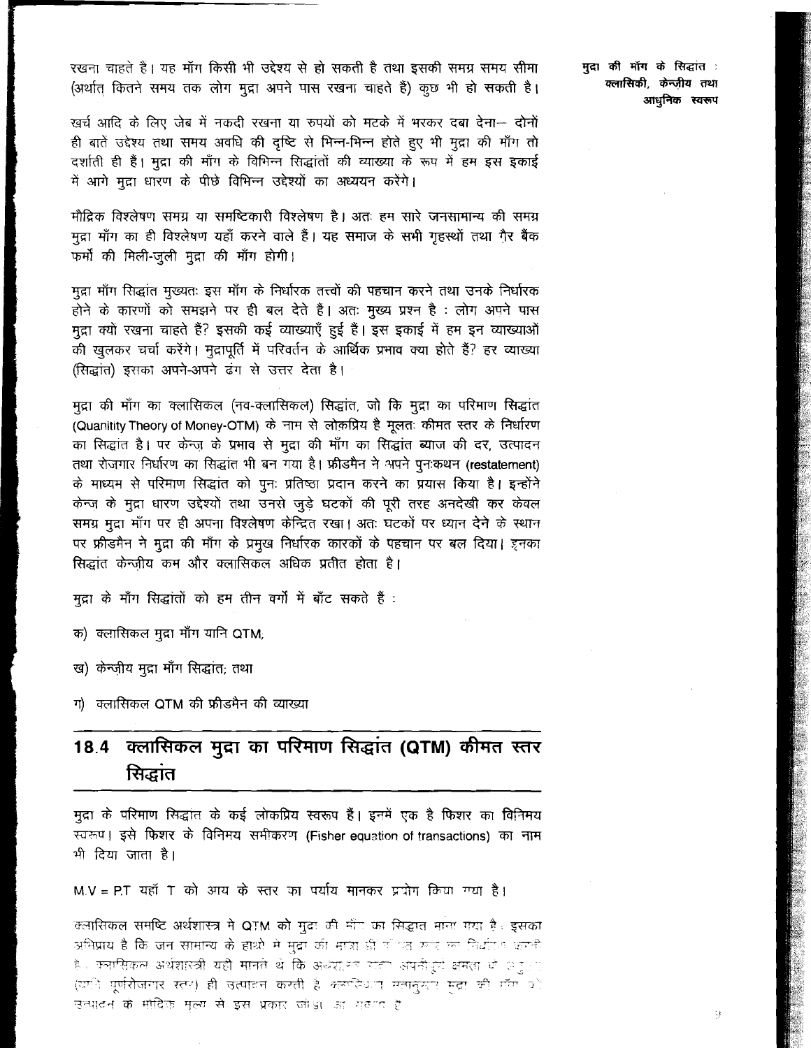रखना चाहते है। यह माँग किसी भी उद्देश्य से हो सकती है तथा इसकी समग्र समय सीमा (अर्थात् कितने समय तक लोग मुद्रा अपने पास रखना चाहते हैं) कुछ भी हो सकती है।

खर्च आदि के लिए जेब में नकदी रखना या रुपयों को मटके में भरकर दबा देना— दोनों ही बातें उद्देश्य तथा समय अवधि की दृष्टि से भिन्न-भिन्न होते हुए भी मुद्रा की माँग तो दर्शाती ही हैं। मुद्रा की माँग के विभिन्न सिद्धांतों की व्याख्या के रूप में हम इस इकाई में आगे मुद्रा धारण के पीछे विभिन्न उद्देश्यों का अध्ययन करेंगे।

मौद्रिक विश्लेषण समग्र या समष्टिकारी विश्लेषण है। अतः हम सारे जनसामान्य की समग्र मुद्रा माँग का ही विश्लेषण यहाँ करने वाले हैं। यह समाज के सभी गृहस्थों तथा ग़ैर बैंक फर्मों की मिली-जुली मुद्रा की माँग होगी।

मुद्रा माँग सिद्धांत मुख्यतः इस माँग के निर्धारक तत्त्वों की पहचान करने तथा उनके निर्धारक होने के कारणों को समझने पर ही बल देते हैं। अतः मुख्य प्रश्न है : लोग अपने पास मुद्रा क्यों रखना चाहते हैं? इसकी कई व्याख्याएँ हुई हैं। इस इकाई में हम इन व्याख्याओं की खुलकर चर्चा करेंगे। मुद्रापूर्ति में परिवर्तन के आर्थिक प्रभाव क्या होते हैं? हर व्याख्या (सिद्धांत) इसका अपने-अपने ढंग से उत्तर देता है।

मुद्रा की माँग का क्लासिकल (नव-क्लासिकल) सिद्धांत, जो कि मुद्रा का परिमाण सिद्धांत (Quanitity Theory of Money-OTM) के नाम से लोकप्रिय है मूलतः कीमत स्तर के निर्धारण का सिद्धांत है। पर केन्ज़ के प्रभाव से मुद्रा की माँग का सिद्धांत ब्याज की दर, उत्पादन तथा रोजगार निर्धारण का सिद्धांत भी बन गया है। फ्रीडमैन ने अपने पुनःकथन (**restatement**) के माध्यम से परिमाण सिद्धांत को पुनः प्रतिष्ठा प्रदान करने का प्रयास किया है। इन्होंने केन्ज़ के मुद्रा धारण उद्देश्यों तथा उनसे जुड़े घटकों की पूरी तरह अनदेखी कर केवल समग्र मुद्रा माँग पर ही अपना विश्लेषण केन्द्रित रखा। अतः घटकों पर ध्यान देने के स्थान पर फ्रीडमैन ने मुद्रा की माँग के प्रमुख निर्धारक कारकों के पहचान पर बल दिया। इनका सिद्धांत केन्ज़ीय कम और क्लासिकल अधिक प्रतीत होता है।

मुद्रा के माँग सिद्धांतों को हम तीन वर्गों में बाँट सकते हैं :

क) क्लासिकल मुद्रा माँग यानि QTM,

ख) केन्ज़ीय मुद्रा माँग सिद्धांत; तथा

ग) क्लासिकल QTM की फ्रीडमैन की व्याख्या

## 18.4 क्लासिकल मुद्रा का परिमाण सिद्धांत (QTM) कीमत स्तर सिद्धांत

मुद्रा के परिमाण सिद्धांत के कई लोकप्रिय स्वरूप हैं। इनमें एक है फिशर का विनिमय स्वरूप। इसे फिशर के विनिमय समीकरण (Fisher equation of transactions) का नाम भी दिया जाता है।

$M.V = P.T$ यहाँ T को आय के स्तर का पर्याय मानकर प्रयोग किया गया है।

क्लासिकल समष्टि अर्थशास्त्र मे QTM को मुद्रा की माँग का सिद्धांत माना गया है। इसका अभिप्राय है कि जन सामान्य के हाथों में मुद्रा की मात्रा ही कीमत स्तर का निर्धारण करती है। क्लासिकल अर्थशास्त्री यही मानते थे कि अर्थव्यवस्था सदा अपनी पूरी क्षमता के अनुरूप (यानी पूर्णरोजगार स्तर) ही उत्पादन करती है। क्लासिकल मतानुसार मुद्रा की माँग को उत्पादन के मौद्रिक मूल्य से इस प्रकार जोड़ा जा सकता है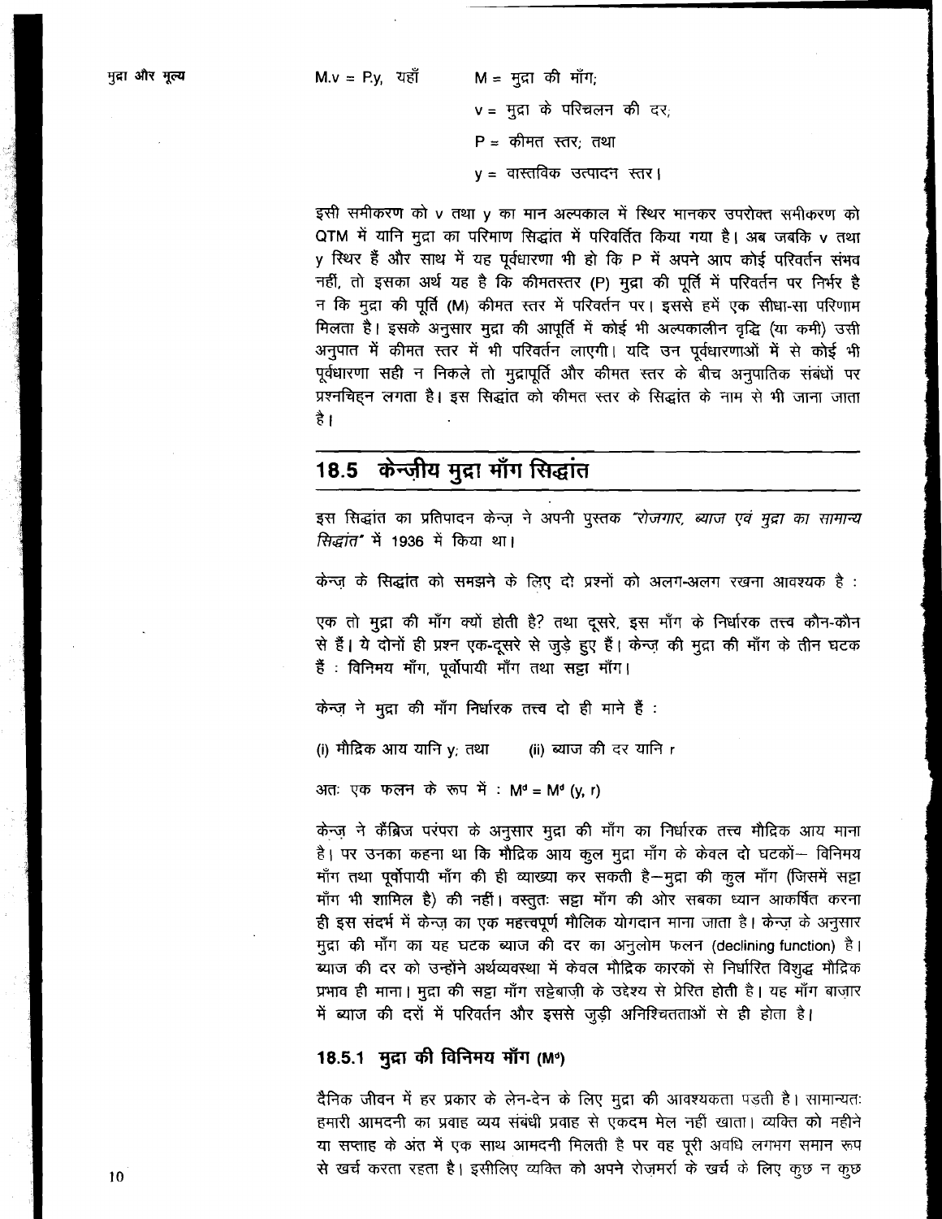$M.v = P.y$, यहाँ $M$ = मुद्रा की माँग;

$v$ = मुद्रा के परिचलन की दर;

$P$ = कीमत स्तर; तथा

$y$ = वास्तविक उत्पादन स्तर।

इसी समीकरण को $v$ तथा $y$ का मान अल्पकाल में स्थिर मानकर उपरोक्त समीकरण को QTM में यानि मुद्रा का परिमाण सिद्धांत में परिवर्तित किया गया है। अब जबकि $v$ तथा $y$ स्थिर हैं और साथ में यह पूर्वधारणा भी हो कि $P$ में अपने आप कोई परिवर्तन संभव नहीं, तो इसका अर्थ यह है कि कीमतस्तर ($P$) मुद्रा की पूर्ति में परिवर्तन पर निर्भर है न कि मुद्रा की पूर्ति ($M$) कीमत स्तर में परिवर्तन पर। इससे हमें एक सीधा-सा परिणाम मिलता है। इसके अनुसार मुद्रा की आपूर्ति में कोई भी अल्पकालीन वृद्धि (या कमी) उसी अनुपात में कीमत स्तर में भी परिवर्तन लाएगी। यदि उन पूर्वधारणाओं में से कोई भी पूर्वधारणा सही न निकले तो मुद्रापूर्ति और कीमत स्तर के बीच अनुपातिक संबंधों पर प्रश्नचिह्न लगता है। इस सिद्धांत को कीमत स्तर के सिद्धांत के नाम से भी जाना जाता है।

## 18.5 केन्ज़ीय मुद्रा माँग सिद्धांत

इस सिद्धांत का प्रतिपादन केन्ज़ ने अपनी पुस्तक *"रोजगार, ब्याज एवं मुद्रा का सामान्य सिद्धांत"* में 1936 में किया था।

केन्ज़ के सिद्धांत को समझने के लिए दो प्रश्नों को अलग-अलग रखना आवश्यक है :

एक तो मुद्रा की माँग क्यों होती है? तथा दूसरे, इस माँग के निर्धारक तत्त्व कौन-कौन से हैं। ये दोनों ही प्रश्न एक-दूसरे से जुड़े हुए हैं। केन्ज़ की मुद्रा की माँग के तीन घटक हैं : विनिमय माँग, पूर्वोपायी माँग तथा सट्टा माँग।

केन्ज़ ने मुद्रा की माँग निर्धारक तत्त्व दो ही माने हैं :

(i) मौद्रिक आय यानि $y$; तथा (ii) ब्याज की दर यानि $r$

अतः एक फलन के रूप में : $M^d = M^d(y, r)$

केन्ज़ ने कैंब्रिज परंपरा के अनुसार मुद्रा की माँग का निर्धारक तत्त्व मौद्रिक आय माना है। पर उनका कहना था कि मौद्रिक आय कुल मुद्रा माँग के केवल दो घटकों— विनिमय माँग तथा पूर्वोपायी माँग की ही व्याख्या कर सकती है—मुद्रा की कुल माँग (जिसमें सट्टा माँग भी शामिल है) की नहीं। वस्तुतः सट्टा माँग की ओर सबका ध्यान आकर्षित करना ही इस संदर्भ में केन्ज़ का एक महत्त्वपूर्ण मौलिक योगदान माना जाता है। केन्ज़ के अनुसार मुद्रा की माँग का यह घटक ब्याज की दर का अनुलोम फलन (declining function) है। ब्याज की दर को उन्होंने अर्थव्यवस्था में केवल मौद्रिक कारकों से निर्धारित विशुद्ध मौद्रिक प्रभाव ही माना। मुद्रा की सट्टा माँग सट्टेबाज़ी के उद्देश्य से प्रेरित होती है। यह माँग बाज़ार में ब्याज की दरों में परिवर्तन और इससे जुड़ी अनिश्चितताओं से ही होता है।

### 18.5.1 मुद्रा की विनिमय माँग ($M^t$)

दैनिक जीवन में हर प्रकार के लेन-देन के लिए मुद्रा की आवश्यकता पड़ती है। सामान्यतः हमारी आमदनी का प्रवाह व्यय संबंधी प्रवाह से एकदम मेल नहीं खाता। व्यक्ति को महीने या सप्ताह के अंत में एक साथ आमदनी मिलती है पर वह पूरी अवधि लगभग समान रूप से खर्च करता रहता है। इसीलिए व्यक्ति को अपने रोज़मर्रा के खर्च के लिए कुछ न कुछ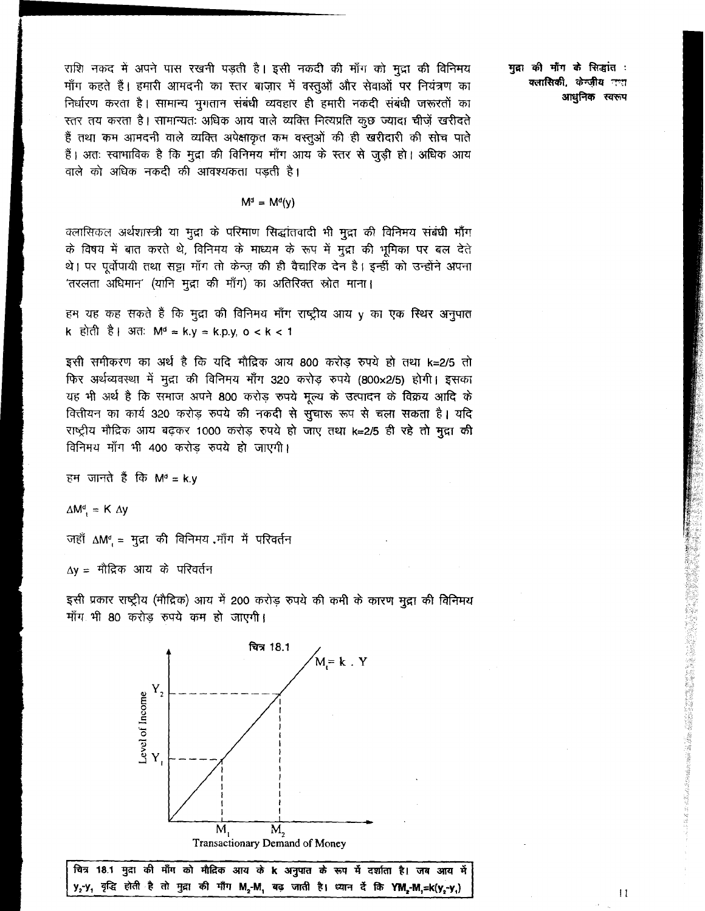राशि नकद में अपने पास रखनी पड़ती है। इसी नकदी की माँग को मुद्रा की विनिमय माँग कहते हैं। हमारी आमदनी का स्तर बाज़ार में वस्तुओं और सेवाओं पर नियंत्रण का निर्धारण करता है। सामान्य भुगतान संबंधी व्यवहार ही हमारी नकदी संबंधी जरूरतों का स्तर तय करता है। सामान्यतः अधिक आय वाले व्यक्ति नित्यप्रति कुछ ज्यादा चीज़ें खरीदते हैं तथा कम आमदनी वाले व्यक्ति अपेक्षाकृत कम वस्तुओं की ही खरीदारी की सोच पाते हैं। अतः स्वाभाविक है कि मुद्रा की विनिमय माँग आय के स्तर से जुड़ी हो। अधिक आय वाले को अधिक नकदी की आवश्यकता पड़ती है।

$$M^d = M^d(y)$$

क्लासिकल अर्थशास्त्री या मुद्रा के परिमाण सिद्धांतवादी भी मुद्रा की विनिमय संबंधी माँग के विषय में बात करते थे, विनिमय के माध्यम के रूप में मुद्रा की भूमिका पर बल देते थे। पर पूर्वोपायी तथा सट्टा माँग तो केन्ज़ की ही वैचारिक देन है। इन्हीं को उन्होंने अपना 'तरलता अधिमान' (यानि मुद्रा की माँग) का अतिरिक्त स्रोत माना।

हम यह कह सकते है कि मुद्रा की विनिमय माँग राष्ट्रीय आय y का एक स्थिर अनुपात k होती है। अतः $M^d = k.y = k.p.y,\ 0 < k < 1$

इसी समीकरण का अर्थ है कि यदि मौद्रिक आय 800 करोड़ रुपये हो तथा k=2/5 तो फिर अर्थव्यवस्था में मुद्रा की विनिमय माँग 320 करोड़ रुपये (800x2/5) होगी। इसका यह भी अर्थ है कि समाज अपने 800 करोड़ रुपये मूल्य के उत्पादन के विक्रय आदि के वित्तीयन का कार्य 320 करोड़ रुपये की नकदी से सुचारू रूप से चला सकता है। यदि राष्ट्रीय मौद्रिक आय बढ़कर 1000 करोड़ रुपये हो जाए तथा k=2/5 ही रहे तो मुद्रा की विनिमय माँग भी 400 करोड़ रुपये हो जाएगी।

हम जानते हैं कि $M^d = k.y$

$\Delta M^d_t = K\ \Delta y$

जहाँ $\Delta M^d_t$ = मुद्रा की विनिमय माँग में परिवर्तन

$\Delta y$ = मौद्रिक आय के परिवर्तन

इसी प्रकार राष्ट्रीय (मौद्रिक) आय में 200 करोड़ रुपये की कमी के कारण मुद्रा की विनिमय माँग भी 80 करोड़ रुपये कम हो जाएगी।

चित्र 18.1

$M_t = k\ .\ Y$

Level of Income: $Y_1$, $Y_2$

Transactionary Demand of Money: $M_1$, $M_2$

चित्र 18.1 मुद्रा की माँग को मौद्रिक आय के k अनुपात के रूप में दर्शाता है। जब आय में $y_2$-$y_1$ वृद्धि होती है तो मुद्रा की माँग $M_2$-$M_1$ बढ़ जाती है। ध्यान दें कि $YM_2\text{-}M_1=k(y_2\text{-}y_1)$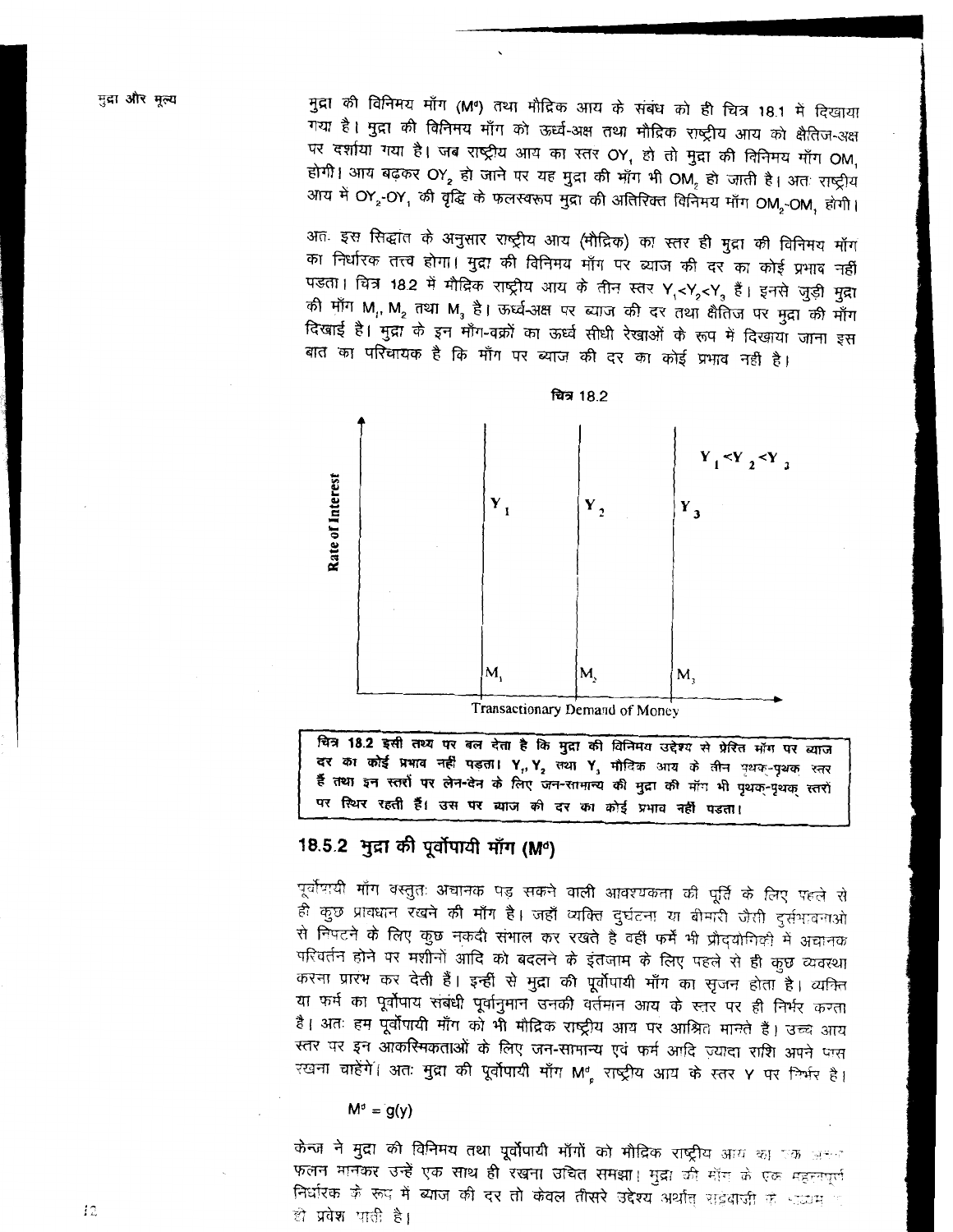मुद्रा की विनिमय माँग ($M^d$) तथा मौद्रिक आय के संबंध को ही चित्र 18.1 में दिखाया गया है। मुद्रा की विनिमय माँग को ऊर्ध्व-अक्ष तथा मौद्रिक राष्ट्रीय आय को क्षैतिज-अक्ष पर दर्शाया गया है। जब राष्ट्रीय आय का स्तर $OY_1$ हो तो मुद्रा की विनिमय माँग $OM_1$ होगी। आय बढ़कर $OY_2$ हो जाने पर यह मुद्रा की माँग भी $OM_2$ हो जाती है। अतः राष्ट्रीय आय में $OY_2$-$OY_1$ की वृद्धि के फलस्वरूप मुद्रा की अतिरिक्त विनिमय माँग $OM_2$-$OM_1$ होगी।

अतः इस सिद्धांत के अनुसार राष्ट्रीय आय (मौद्रिक) का स्तर ही मुद्रा की विनिमय माँग का निर्धारक तत्त्व होगा। मुद्रा की विनिमय माँग पर ब्याज की दर का कोई प्रभाव नहीं पड़ता। चित्र 18.2 में मौद्रिक राष्ट्रीय आय के तीन स्तर $Y_1<Y_2<Y_3$ हैं। इनसे जुड़ी मुद्रा की माँग $M_1$, $M_2$ तथा $M_3$ है। ऊर्ध्व-अक्ष पर ब्याज की दर तथा क्षैतिज पर मुद्रा की माँग दिखाई है। मुद्रा के इन माँग-वक्रों का ऊर्ध्व सीधी रेखाओं के रूप में दिखाया जाना इस बात का परिचायक है कि माँग पर ब्याज की दर का कोई प्रभाव नहीं है।

चित्र 18.2

Rate of Interest | $Y_1$, $Y_2$, $Y_3$ | $M_1$, $M_2$, $M_3$ | $Y_1<Y_2<Y_3$ | Transactionary Demand of Money

**चित्र 18.2 इसी तथ्य पर बल देता है कि मुद्रा की विनिमय उद्देश्य से प्रेरित माँग पर ब्याज दर का कोई प्रभाव नहीं पड़ता। $Y_1$, $Y_2$ तथा $Y_3$ मौद्रिक आय के तीन पृथक्-पृथक् स्तर हैं तथा इन स्तरों पर लेन-देन के लिए जन-सामान्य की मुद्रा की माँग भी पृथक्-पृथक् स्तरों पर स्थिर रहती हैं। उस पर ब्याज की दर का कोई प्रभाव नहीं पड़ता।**

## 18.5.2 मुद्रा की पूर्वोपायी माँग ($M^d$)

पूर्वोपायी माँग वस्तुतः अचानक पड़ सकने वाली आवश्यकता की पूर्ति के लिए पहले से ही कुछ प्रावधान रखने की माँग है। जहाँ व्यक्ति दुर्घटना या बीमारी जैसी दुर्संभावनाओं से निपटने के लिए कुछ नकदी संभाल कर रखते है वहीं फर्में भी प्रौद्योगिकी में अचानक परिवर्तन होने पर मशीनों आदि को बदलने के इंतजाम के लिए पहले से ही कुछ व्यवस्था करना प्रारंभ कर देती हैं। इन्हीं से मुद्रा की पूर्वोपायी माँग का सृजन होता है। व्यक्ति या फर्म का पूर्वोपाय संबंधी पूर्वानुमान उनकी वर्तमान आय के स्तर पर ही निर्भर करता है। अतः हम पूर्वोपायी माँग को भी मौद्रिक राष्ट्रीय आय पर आश्रित मानते हैं। उच्च आय स्तर पर इन आकस्मिकताओं के लिए जन-सामान्य एवं फर्म आदि ज्यादा राशि अपने पास रखना चाहेंगे। अतः मुद्रा की पूर्वोपायी माँग $M^d_p$ राष्ट्रीय आय के स्तर Y पर निर्भर है।

$$M^d = g(y)$$

केन्ज ने मुद्रा की विनिमय तथा पूर्वोपायी माँगों को मौद्रिक राष्ट्रीय आय का एक फलन मानकर उन्हें एक साथ ही रखना उचित समझा। मुद्रा की माँग के एक महत्त्वपूर्ण निर्धारक के रूप में ब्याज की दर तो केवल तीसरे उद्देश्य अर्थात् सट्टेबाजी के माध्यम से ही प्रवेश पाती है।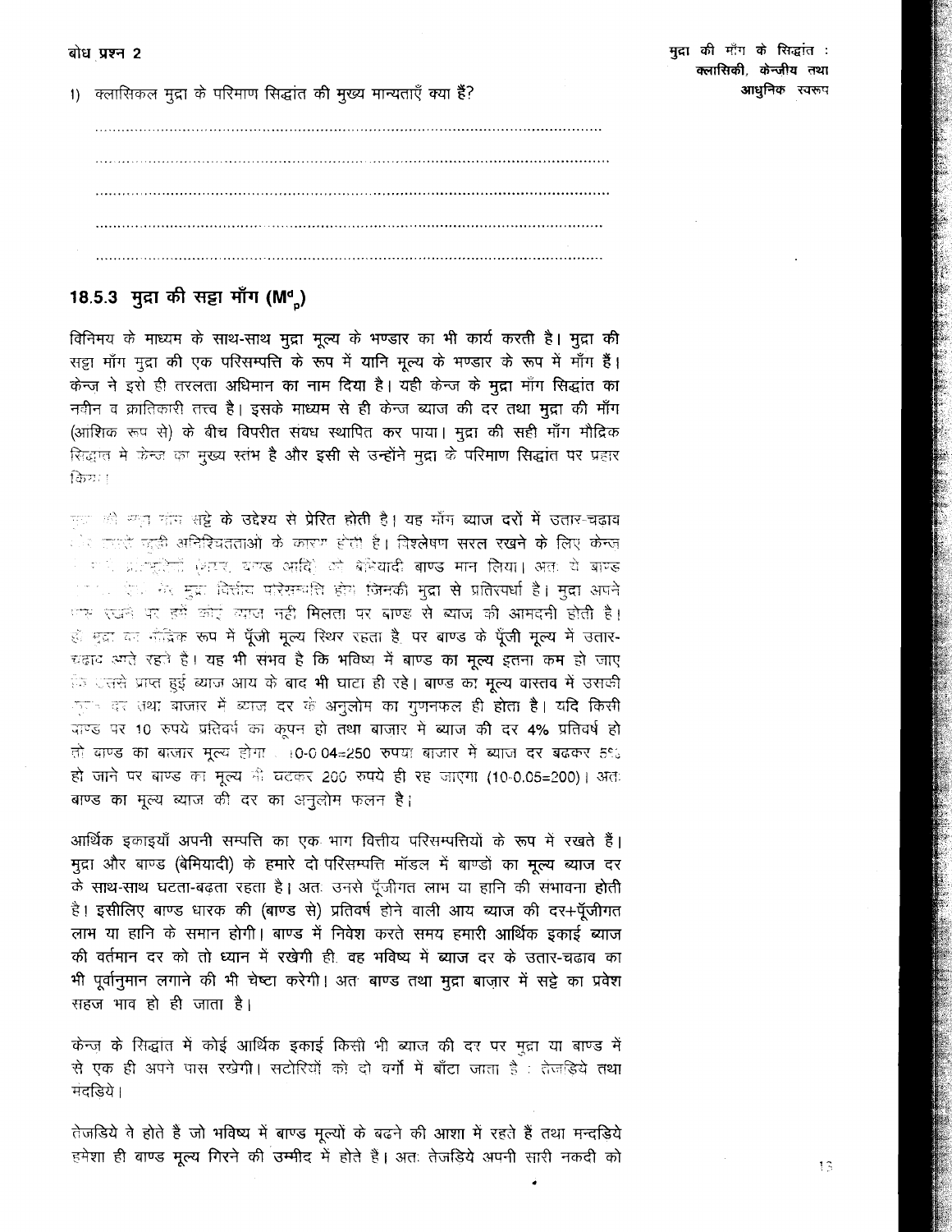**बोध प्रश्न 2**

1) क्लासिकल मुद्रा के परिमाण सिद्धांत की मुख्य मान्यताएँ क्या हैं?

..................................................................................................................

..................................................................................................................

..................................................................................................................

..................................................................................................................

..................................................................................................................

### 18.5.3 मुद्रा की सट्टा माँग ($M^d_p$)

विनिमय के माध्यम के साथ-साथ मुद्रा मूल्य के भण्डार का भी कार्य करती है। मुद्रा की सट्टा माँग मुद्रा की एक परिसम्पत्ति के रूप में यानि मूल्य के भण्डार के रूप में माँग हैं। केन्ज ने इसे ही तरलता अधिमान का नाम दिया है। यही केन्ज के मुद्रा माँग सिद्धांत का नवीन व क्रांतिकारी तत्त्व है। इसके माध्यम से ही केन्ज ब्याज की दर तथा मुद्रा की माँग (आंशिक रूप से) के बीच विपरीत संबध स्थापित कर पाया। मुद्रा की सट्टा माँग मौद्रिक सिद्धांत मे केन्ज का मुख्य स्तंभ है और इसी से उन्होंने मुद्रा के परिमाण सिद्धांत पर प्रहार किया।

मुद्रा की सट्टा माँग सट्टे के उद्देश्य से प्रेरित होती है। यह माँग ब्याज दरों में उतार-चढ़ाव और उनसे जुड़ी अनिश्चितताओं के कारण होती है। विश्लेषण सरल रखने के लिए केन्ज ने सभी प्रतिभूतियों (शेयर, बाण्ड आदि) को बेमियादी बाण्ड मान लिया। अतः ये बाण्ड ... ऐसे मुद्रा वित्तीय परिसम्पत्ति होंगे जिनकी मुद्रा से प्रतिस्पर्धा है। मुद्रा अपने पास रखने पर हमें कोई ब्याज नहीं मिलता पर बाण्ड से ब्याज की आमदनी होती है। ... मुद्रा का मौद्रिक रूप में पूँजी मूल्य स्थिर रहता है पर बाण्ड के पूँजी मूल्य में उतार-चढ़ाव आते रहते है। यह भी संभव है कि भविष्य में बाण्ड का मूल्य इतना कम हो जाए कि उससे प्राप्त हुई ब्याज आय के बाद भी घाटा ही रहे। बाण्ड का मूल्य वास्तव में उसकी कूपन दर तथा बाजार में ब्याज दर के अनुलोम का गुणनफल ही होता है। यदि किसी बाण्ड पर 10 रुपये प्रतिवर्ष का कूपन हो तथा बाजार मे ब्याज की दर 4% प्रतिवर्ष हो तो बाण्ड का बाजार मूल्य होगा 10÷0.04=250 रुपया बाजार में ब्याज दर बढ़कर 5% हो जाने पर बाण्ड का मूल्य भी घटकर 200 रुपये ही रह जाएगा (10÷0.05=200)। अतः बाण्ड का मूल्य ब्याज की दर का अनुलोम फलन है।

आर्थिक इकाइयाँ अपनी सम्पत्ति का एक भाग वित्तीय परिसम्पत्तियों के रूप में रखते हैं। मुद्रा और बाण्ड (बेमियादी) के हमारे दो परिसम्पत्ति मॉडल में बाण्डों का मूल्य ब्याज दर के साथ-साथ घटता-बढ़ता रहता है। अतः उनसे पूँजीगत लाभ या हानि की संभावना होती है। इसीलिए बाण्ड धारक की (बाण्ड से) प्रतिवर्ष होने वाली आय ब्याज की दर+पूँजीगत लाभ या हानि के समान होगी। बाण्ड में निवेश करते समय हमारी आर्थिक इकाई ब्याज की वर्तमान दर को तो ध्यान में रखेगी ही. वह भविष्य में ब्याज दर के उतार-चढाव का भी पूर्वानुमान लगाने की भी चेष्टा करेगी। अतः बाण्ड तथा मुद्रा बाज़ार में सट्टे का प्रवेश सहज भाव हो ही जाता है।

केन्ज के सिद्धांत में कोई आर्थिक इकाई किसी भी ब्याज की दर पर मुद्रा या बाण्ड में से एक ही अपने पास रखेगी। सटोरियों को दो वर्गों में बाँटा जाता है : तेजड़िये तथा मंदड़िये।

तेजड़िये वे होते है जो भविष्य में बाण्ड मूल्यों के बढ़ने की आशा में रहते हैं तथा मन्दड़िये हमेशा ही बाण्ड मूल्य गिरने की उम्मीद में होते है। अतः तेजड़िये अपनी सारी नकदी को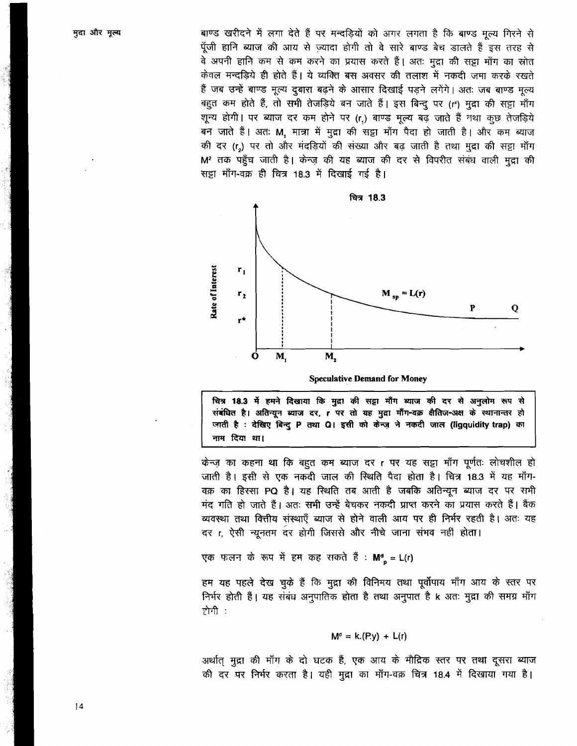बाण्ड खरीदने में लगा देते हैं पर मन्दड़ियों को अगर लगता है कि बाण्ड मूल्य गिरने से पूँजी हानि ब्याज की आय से ज़्यादा होगी तो वे सारे बाण्ड बेच डालते हैं इस तरह से वे अपनी हानि कम से कम करने का प्रयास करते हैं। अतः मुद्रा की सट्टा माँग का स्रोत केवल मन्दड़िये ही होते हैं। ये व्यक्ति बस अवसर की तलाश में नकदी जमा करके रखते हैं जब उन्हें बाण्ड मूल्य दुबारा बढ़ने के आसार दिखाई पड़ने लगेंगे। अतः जब बाण्ड मूल्य बहुत कम होते हैं, तो सभी तेजड़िये बन जाते हैं। इस बिन्दु पर ($r^*$) मुद्रा की सट्टा माँग शून्य होगी। पर ब्याज दर कम होने पर ($r_1$) बाण्ड मूल्य बढ़ जाते हैं तथा कुछ तेजड़िये बन जाते हैं। अतः $M_1$ मात्रा में मुद्रा की सट्टा माँग पैदा हो जाती है। और कम ब्याज की दर ($r_2$) पर तो और मंदड़ियों की संख्या और बढ़ जाती है तथा मुद्रा की सट्टा माँग $M^2$ तक पहुँच जाती है। केन्ज़ की यह ब्याज की दर से विपरीत संबंध वाली मुद्रा की सट्टा माँग-वक्र ही चित्र 18.3 में दिखाई गई है।

**चित्र 18.3**

Rate of Interest; $r_1$, $r_2$, $r^*$; O, $M_1$, $M_2$; $M_{sp} = L(r)$; P, Q

**Speculative Demand for Money**

**चित्र 18.3 में हमने दिखाया कि मुद्रा की सट्टा माँग ब्याज की दर से अनुलोम रूप से संबंधित है। अतिन्यून ब्याज दर, r पर तो यह मुद्रा माँग-वक्र क्षैतिज-अक्ष के स्थानान्तर हो जाती है : देखिए बिन्दु P तथा Q। इसी को केन्ज़ ने नकदी जाल (liggquidity trap) का नाम दिया था।**

केन्ज़ का कहना था कि बहुत कम ब्याज दर r पर यह सट्टा माँग पूर्णतः लोचशील हो जाती है। इसी से एक नकदी जाल की स्थिति पैदा होता है। चित्र 18.3 में यह माँग-वक्र का हिस्सा PQ है। यह स्थिति तब आती है जबकि अतिन्यून ब्याज दर पर सभी मंद गति हो जाते हैं। अतः सभी उन्हें बेचकर नकदी प्राप्त करने का प्रयास करते हैं। बैंक व्यवस्था तथा वित्तीय संस्थाएँ ब्याज से होने वाली आय पर ही निर्भर रहती है। अतः यह दर r, ऐसी न्यूनतम दर होगी जिससे और नीचे जाना संभव नहीं होता।

एक फलन के रूप में हम कह सकते हैं : $M^d_p = L(r)$

हम यह पहले देख चुके हैं कि मुद्रा की विनिमय तथा पूर्वोपाय माँग आय के स्तर पर निर्भर होती हैं। यह संबंध अनुपातिक होता है तथा अनुपात है k अतः मुद्रा की समग्र माँग होगी :

$$M^d = k.(P.y) + L(r)$$

अर्थात् मुद्रा की माँग के दो घटक हैं, एक आय के मौद्रिक स्तर पर तथा दूसरा ब्याज की दर पर निर्भर करता है। यही मुद्रा का माँग-वक्र चित्र 18.4 में दिखाया गया है।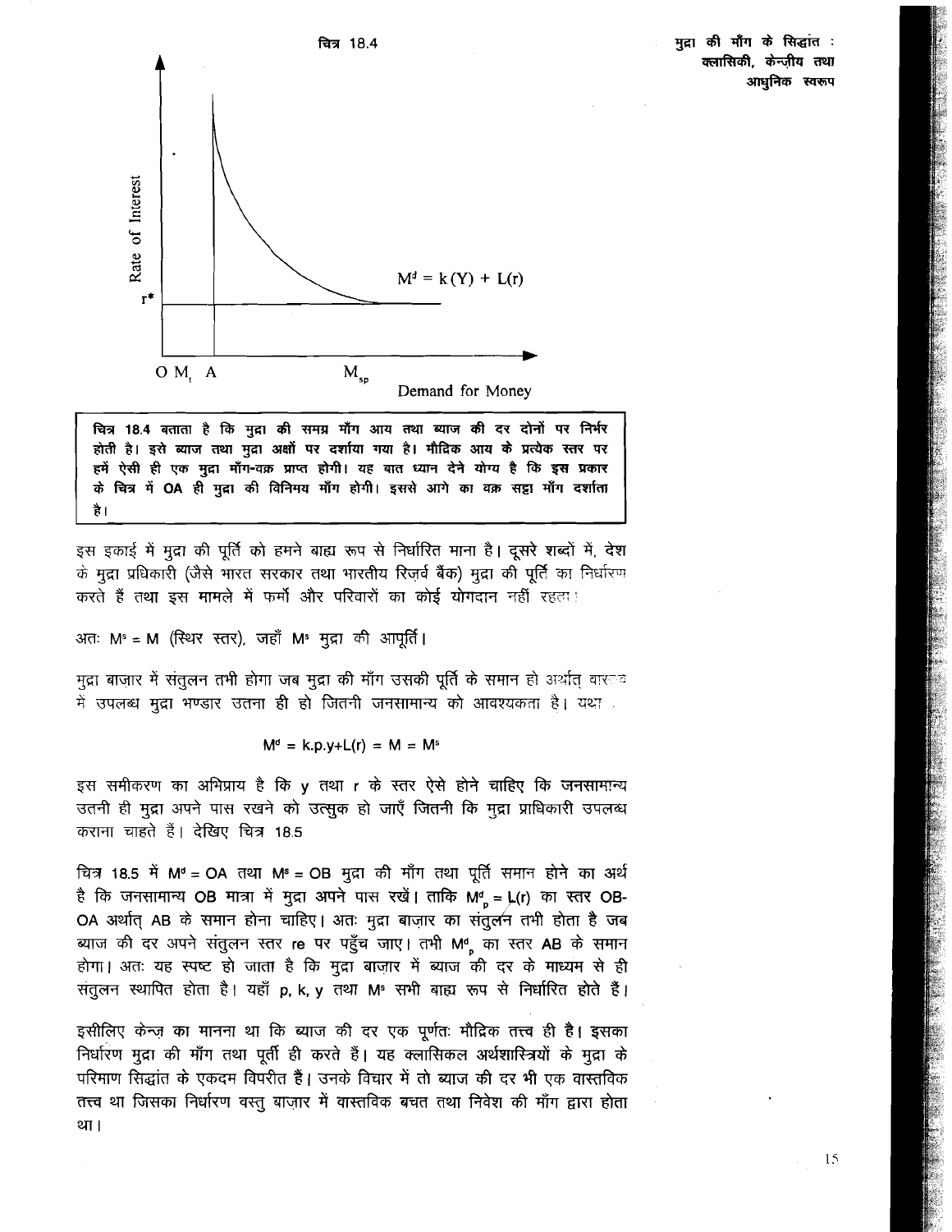चित्र 18.4

Rate of Interest

$M^d = k(Y) + L(r)$

$r^*$

O $M_t$ A $M_{sp}$

Demand for Money

**चित्र 18.4 बताता है कि मुद्रा की समग्र माँग आय तथा ब्याज की दर दोनों पर निर्भर होती है। इसे ब्याज तथा मुद्रा अक्षों पर दर्शाया गया है। मौद्रिक आय के प्रत्येक स्तर पर हमें ऐसी ही एक मुद्रा माँग-वक्र प्राप्त होगी। यह बात ध्यान देने योग्य है कि इस प्रकार के चित्र में OA ही मुद्रा की विनिमय माँग होगी। इससे आगे का वक्र सट्टा माँग दर्शाता है।**

इस इकाई में मुद्रा की पूर्ति को हमने बाह्य रूप से निर्धारित माना है। दूसरे शब्दों में, देश के मुद्रा प्रधिकारी (जैसे भारत सरकार तथा भारतीय रिज़र्व बैंक) मुद्रा की पूर्ति का निर्धारण करते हैं तथा इस मामले में फर्मों और परिवारों का कोई योगदान नहीं रहता।

अतः $M^s = M$ (स्थिर स्तर), जहाँ $M^s$ मुद्रा की आपूर्ति।

मुद्रा बाज़ार में संतुलन तभी होगा जब मुद्रा की माँग उसकी पूर्ति के समान हो अर्थात् वास्तव में उपलब्ध मुद्रा भण्डार उतना ही हो जितनी जनसामान्य को आवश्यकता है। यथा

$$M^d = k.p.y + L(r) = M = M^s$$

इस समीकरण का अभिप्राय है कि y तथा r के स्तर ऐसे होने चाहिए कि जनसामान्य उतनी ही मुद्रा अपने पास रखने को उत्सुक हो जाएँ जितनी कि मुद्रा प्राधिकारी उपलब्ध कराना चाहते हैं। देखिए चित्र 18.5

चित्र 18.5 में $M^d = OA$ तथा $M^s = OB$ मुद्रा की माँग तथा पूर्ति समान होने का अर्थ है कि जनसामान्य OB मात्रा में मुद्रा अपने पास रखें। ताकि $M^d_p = L(r)$ का स्तर OB-OA अर्थात् AB के समान होना चाहिए। अतः मुद्रा बाज़ार का संतुलन तभी होता है जब ब्याज की दर अपने संतुलन स्तर re पर पहुँच जाए। तभी $M^d_p$ का स्तर AB के समान होगा। अतः यह स्पष्ट हो जाता है कि मुद्रा बाज़ार में ब्याज की दर के माध्यम से ही संतुलन स्थापित होता है। यहाँ p, k, y तथा $M^s$ सभी बाह्य रूप से निर्धारित होते हैं।

इसीलिए केन्ज़ का मानना था कि ब्याज की दर एक पूर्णतः मौद्रिक तत्त्व ही है। इसका निर्धारण मुद्रा की माँग तथा पूर्ती ही करते हैं। यह क्लासिकल अर्थशास्त्रियों के मुद्रा के परिमाण सिद्धांत के एकदम विपरीत है। उनके विचार में तो ब्याज की दर भी एक वास्तविक तत्त्व था जिसका निर्धारण वस्तु बाज़ार में वास्तविक बचत तथा निवेश की माँग द्वारा होता था।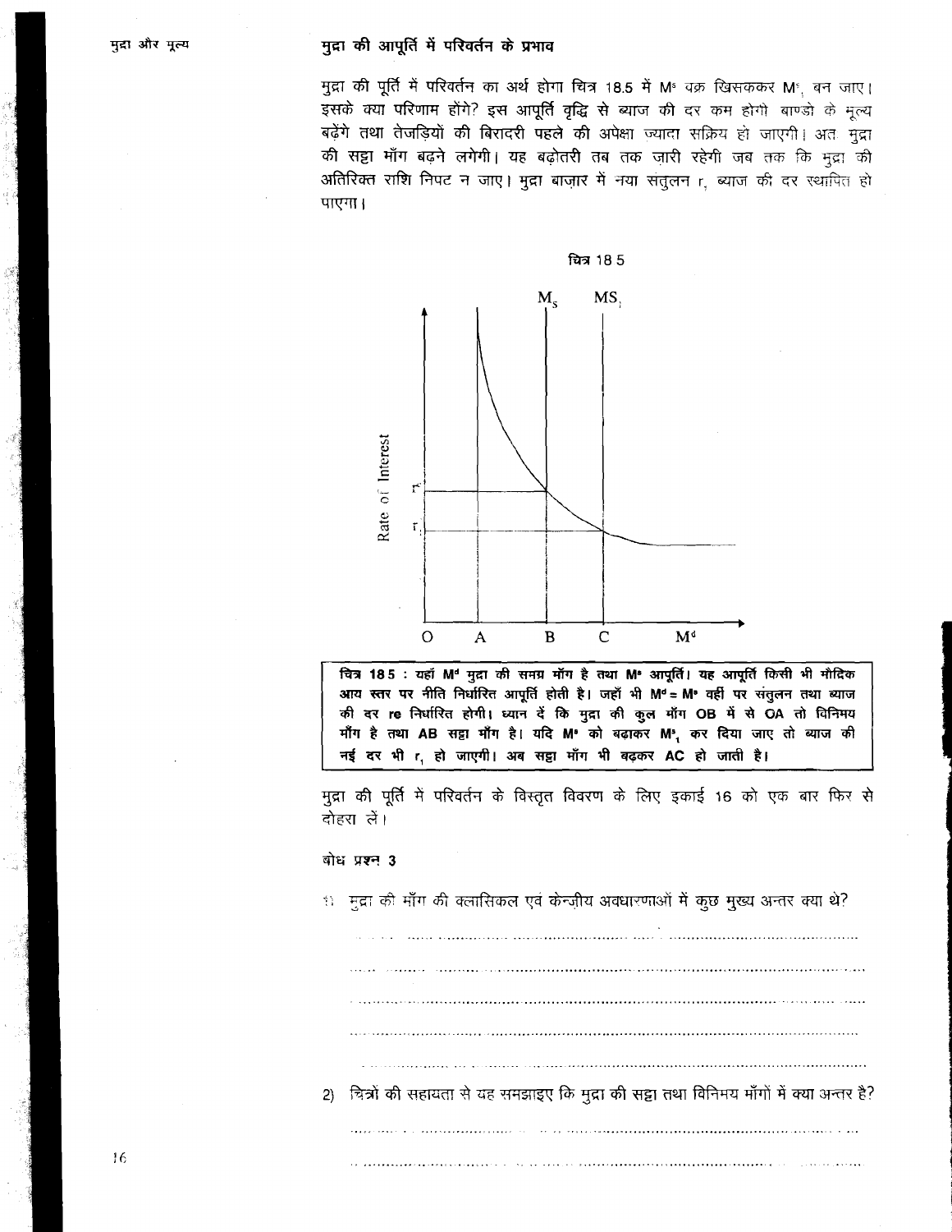## मुद्रा की आपूर्ति में परिवर्तन के प्रभाव

मुद्रा की पूर्ति में परिवर्तन का अर्थ होगा चित्र 18.5 में $M^s$ वक्र खिसककर $M^s_1$ बन जाए। इसके क्या परिणाम होंगे? इस आपूर्ति वृद्धि से ब्याज की दर कम होगी बाण्डो के मूल्य बढ़ेंगे तथा तेजड़ियों की बिरादरी पहले की अपेक्षा ज्यादा सक्रिय हो जाएगी। अतः मुद्रा की सट्टा माँग बढ़ने लगेगी। यह बढ़ोतरी तब तक ज़ारी रहेगी जब तक कि मुद्रा की अतिरिक्त राशि निपट न जाए। मुद्रा बाज़ार में नया संतुलन $r_1$ ब्याज की दर स्थापित हो पाएगा।

चित्र 18.5

**चित्र 18.5 : यहाँ $M^d$ मुद्रा की समग्र माँग है तथा $M^s$ आपूर्ति। यह आपूर्ति किसी भी मौदिक आय स्तर पर नीति निर्धारित आपूर्ति होती है। जहाँ भी $M^d = M^s$ वहीं पर संतुलन तथा ब्याज की दर re निर्धारित होगी। ध्यान दें कि मुद्रा की कुल माँग OB में से OA तो विनिमय माँग है तथा AB सट्टा माँग है। यदि $M^s$ को बढ़ाकर $M^s_1$ कर दिया जाए तो ब्याज की नई दर भी $r_1$ हो जाएगी। अब सट्टा माँग भी बढ़कर AC हो जाती है।**

मुद्रा की पूर्ति में परिवर्तन के विस्तृत विवरण के लिए इकाई 16 को एक बार फिर से दोहरा लें।

### बोध प्रश्न 3

1) मुद्रा की माँग की क्लासिकल एवं केन्ज़ीय अवधारणाओं में कुछ मुख्य अन्तर क्या थे?

..........................................................................................................

..........................................................................................................

..........................................................................................................

..........................................................................................................

..........................................................................................................

2) चित्रों की सहायता से यह समझाइए कि मुद्रा की सट्टा तथा विनिमय माँगों में क्या अन्तर है?

..........................................................................................................

..........................................................................................................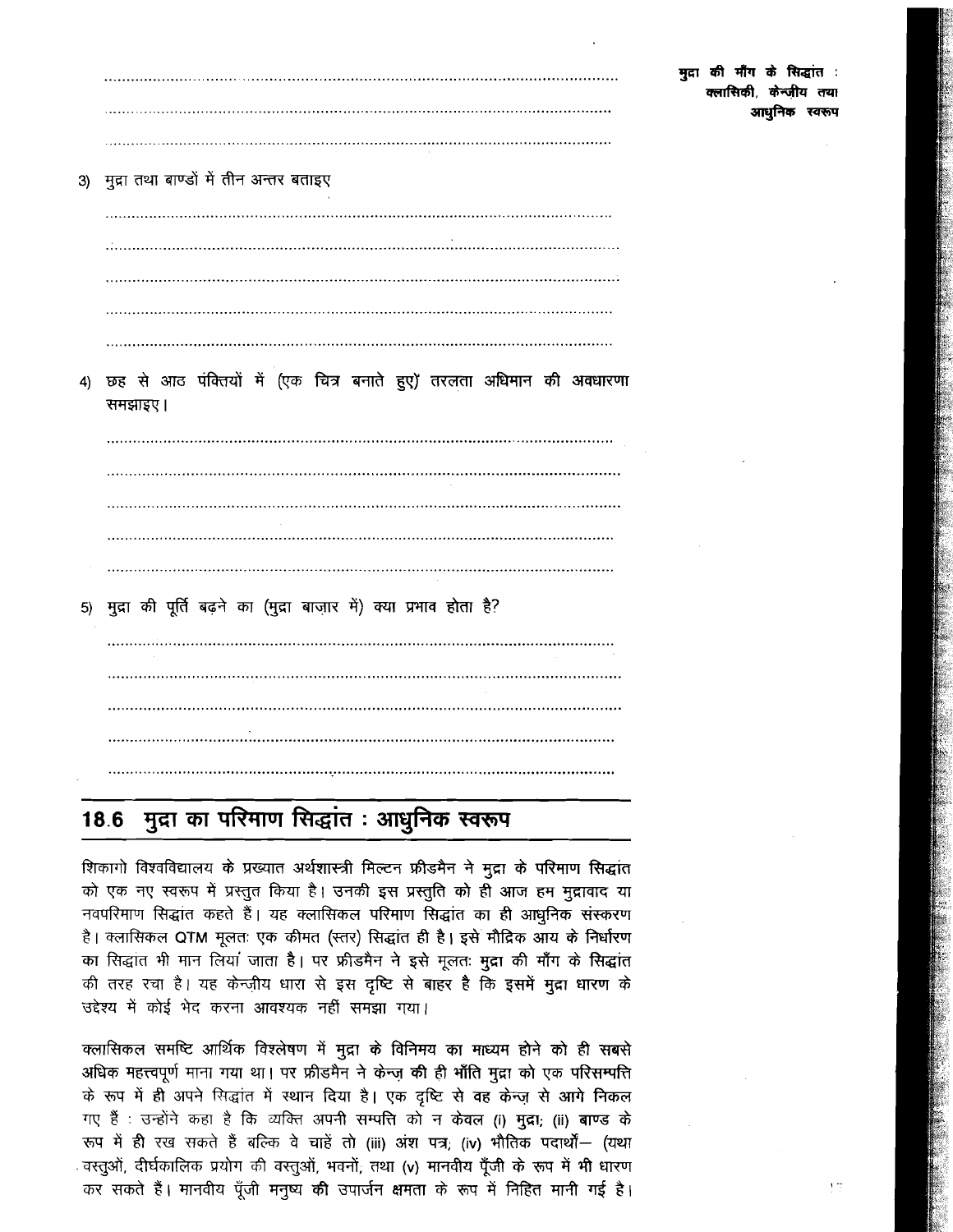3) मुद्रा तथा बाण्डों में तीन अन्तर बताइए

4) छह से आठ पंक्तियों में (एक चित्र बनाते हुए) तरलता अधिमान की अवधारणा समझाइए।

5) मुद्रा की पूर्ति बढ़ने का (मुद्रा बाज़ार में) क्या प्रभाव होता है?

## 18.6 मुद्रा का परिमाण सिद्धांत : आधुनिक स्वरूप

शिकागो विश्वविद्यालय के प्रख्यात अर्थशास्त्री मिल्टन फ्रीडमैन ने मुद्रा के परिमाण सिद्धांत को एक नए स्वरूप में प्रस्तुत किया है। उनकी इस प्रस्तुति को ही आज हम मुद्रावाद या नवपरिमाण सिद्धांत कहते हैं। यह क्लासिकल परिमाण सिद्धांत का ही आधुनिक संस्करण है। क्लासिकल QTM मूलतः एक कीमत (स्तर) सिद्धांत ही है। इसे मौद्रिक आय के निर्धारण का सिद्धांत भी मान लिया जाता है। पर फ्रीडमैन ने इसे मूलतः मुद्रा की माँग के सिद्धांत की तरह रचा है। यह केन्ज़ीय धारा से इस दृष्टि से बाहर है कि इसमें मुद्रा धारण के उद्देश्य में कोई भेद करना आवश्यक नहीं समझा गया।

क्लासिकल समष्टि आर्थिक विश्लेषण में मुद्रा के विनिमय का माध्यम होने को ही सबसे अधिक महत्त्वपूर्ण माना गया था। पर फ्रीडमैन ने केन्ज़ की ही भाँति मुद्रा को एक परिसम्पत्ति के रूप में ही अपने सिद्धांत में स्थान दिया है। एक दृष्टि से वह केन्ज़ से आगे निकल गए हैं : उन्होंने कहा है कि व्यक्ति अपनी सम्पत्ति को न केवल (i) मुद्रा; (ii) बाण्ड के रूप में ही रख सकते हैं बल्कि वे चाहें तो (iii) अंश पत्र; (iv) भौतिक पदार्थों— (यथा वस्तुओं, दीर्घकालिक प्रयोग की वस्तुओं, भवनों, तथा (v) मानवीय पूँजी के रूप में भी धारण कर सकते हैं। मानवीय पूँजी मनुष्य की उपार्जन क्षमता के रूप में निहित मानी गई है।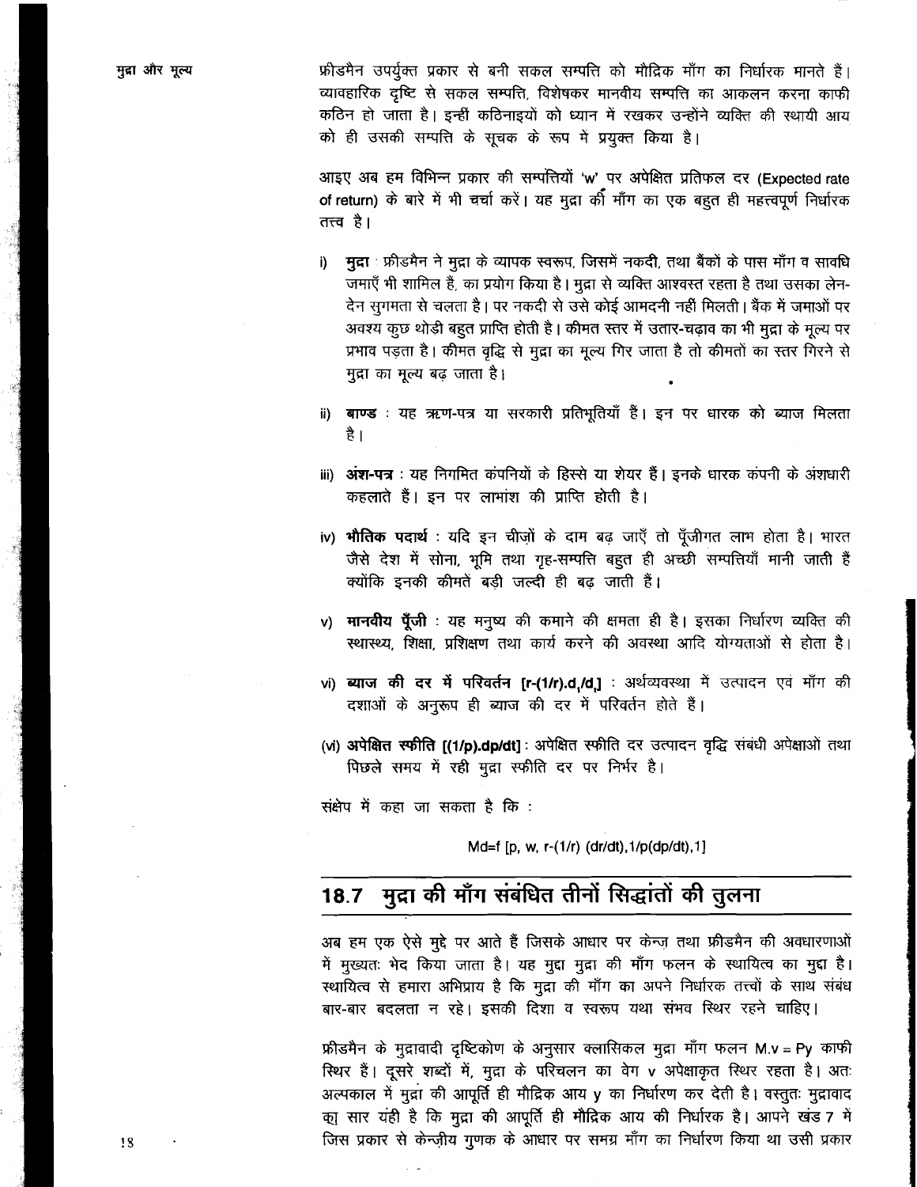फ्रीडमैन उपर्युक्त प्रकार से बनी सकल सम्पत्ति को मौद्रिक माँग का निर्धारक मानते हैं। व्यावहारिक दृष्टि से सकल सम्पत्ति, विशेषकर मानवीय सम्पत्ति का आकलन करना काफी कठिन हो जाता है। इन्हीं कठिनाइयों को ध्यान में रखकर उन्होंने व्यक्ति की स्थायी आय को ही उसकी सम्पत्ति के सूचक के रूप में प्रयुक्त किया है।

आइए अब हम विभिन्न प्रकार की सम्पत्तियों 'w' पर अपेक्षित प्रतिफल दर (Expected rate of return) के बारे में भी चर्चा करें। यह मुद्रा की माँग का एक बहुत ही महत्त्वपूर्ण निर्धारक तत्त्व है।

i) **मुद्रा** : फ्रीडमैन ने मुद्रा के व्यापक स्वरूप, जिसमें नकदी, तथा बैंकों के पास माँग व सावधि जमाएँ भी शामिल हैं, का प्रयोग किया है। मुद्रा से व्यक्ति आश्वस्त रहता है तथा उसका लेन-देन सुगमता से चलता है। पर नकदी से उसे कोई आमदनी नहीं मिलती। बैंक में जमाओं पर अवश्य कुछ थोड़ी बहुत प्राप्ति होती है। कीमत स्तर में उतार-चढ़ाव का भी मुद्रा के मूल्य पर प्रभाव पड़ता है। कीमत वृद्धि से मुद्रा का मूल्य गिर जाता है तो कीमतों का स्तर गिरने से मुद्रा का मूल्य बढ़ जाता है।

ii) **बाण्ड** : यह ऋण-पत्र या सरकारी प्रतिभूतियाँ हैं। इन पर धारक को ब्याज मिलता है।

iii) **अंश-पत्र** : यह निगमित कंपनियों के हिस्से या शेयर हैं। इनके धारक कंपनी के अंशधारी कहलाते हैं। इन पर लाभांश की प्राप्ति होती है।

iv) **भौतिक पदार्थ** : यदि इन चीज़ों के दाम बढ़ जाएँ तो पूँजीगत लाभ होता है। भारत जैसे देश में सोना, भूमि तथा गृह-सम्पत्ति बहुत ही अच्छी सम्पत्तियाँ मानी जाती हैं क्योंकि इनकी कीमतें बड़ी जल्दी ही बढ़ जाती हैं।

v) **मानवीय पूँजी** : यह मनुष्य की कमाने की क्षमता ही है। इसका निर्धारण व्यक्ति की स्वास्थ्य, शिक्षा, प्रशिक्षण तथा कार्य करने की अवस्था आदि योग्यताओं से होता है।

vi) **ब्याज की दर में परिवर्तन $[r-(1/r).d_r/d_t]$** : अर्थव्यवस्था में उत्पादन एवं माँग की दशाओं के अनुरूप ही ब्याज की दर में परिवर्तन होते हैं।

(vi) **अपेक्षित स्फीति $[(1/p).dp/dt]$** : अपेक्षित स्फीति दर उत्पादन वृद्धि संबंधी अपेक्षाओं तथा पिछले समय में रही मुद्रा स्फीति दर पर निर्भर है।

संक्षेप में कहा जा सकता है कि :

$$Md=f\ [p,\ w,\ r-(1/r)\ (dr/dt), 1/p(dp/dt), 1]$$

## 18.7 मुद्रा की माँग संबंधित तीनों सिद्धांतों की तुलना

अब हम एक ऐसे मुद्दे पर आते हैं जिसके आधार पर केन्ज़ तथा फ्रीडमैन की अवधारणाओं में मुख्यतः भेद किया जाता है। यह मुद्दा मुद्रा की माँग फलन के स्थायित्व का मुद्दा है। स्थायित्व से हमारा अभिप्राय है कि मुद्रा की माँग का अपने निर्धारक तत्त्वों के साथ संबंध बार-बार बदलता न रहे। इसकी दिशा व स्वरूप यथा संभव स्थिर रहने चाहिए।

फ्रीडमैन के मुद्रावादी दृष्टिकोण के अनुसार क्लासिकल मुद्रा माँग फलन $M.v = Py$ काफी स्थिर हैं। दूसरे शब्दों में, मुद्रा के परिचलन का वेग $v$ अपेक्षाकृत स्थिर रहता है। अतः अल्पकाल में मुद्रा की आपूर्ति ही मौद्रिक आय $y$ का निर्धारण कर देती है। वस्तुतः मुद्रावाद का सार यही है कि मुद्रा की आपूर्ति ही मौद्रिक आय की निर्धारक है। आपने खंड 7 में जिस प्रकार से केन्ज़ीय गुणक के आधार पर समग्र माँग का निर्धारण किया था उसी प्रकार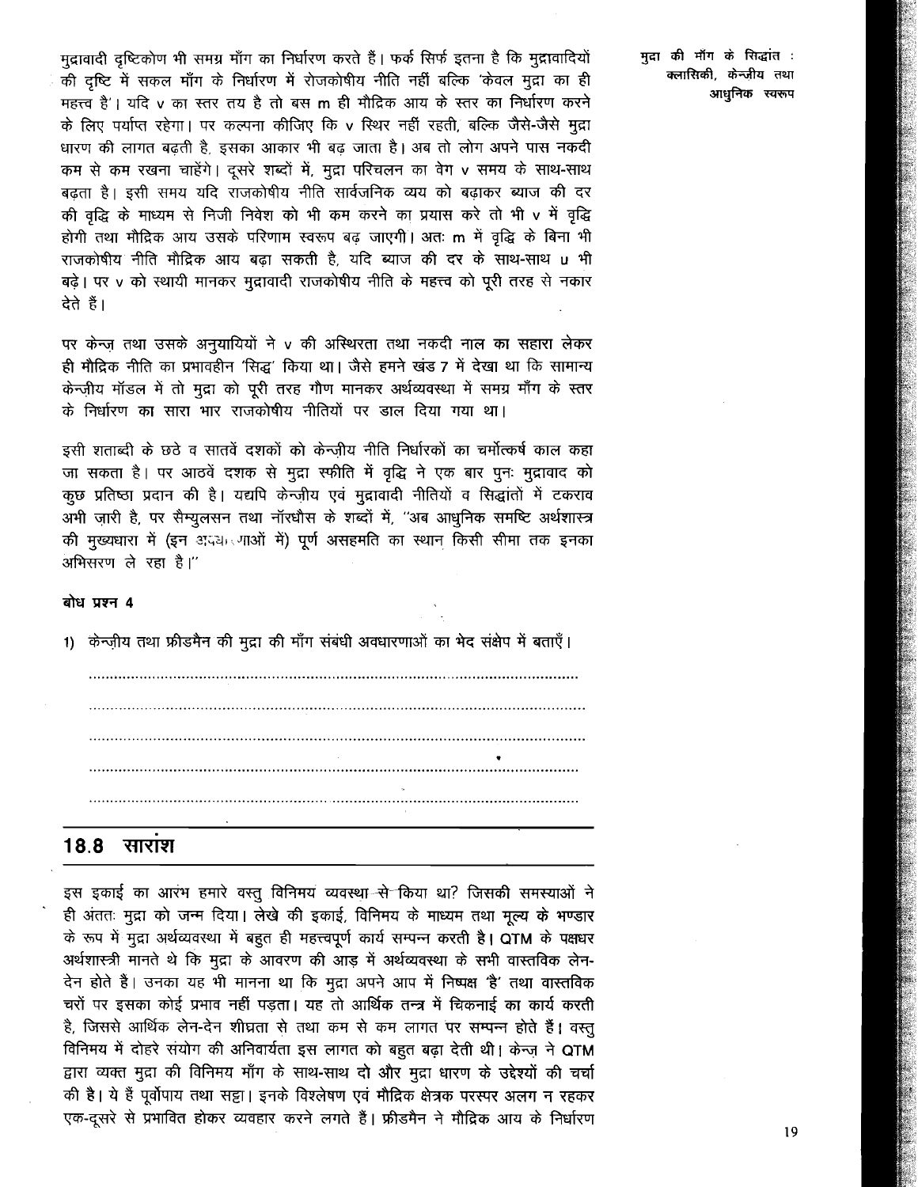मुद्रावादी दृष्टिकोण भी समग्र माँग का निर्धारण करते हैं। फर्क सिर्फ इतना है कि मुद्रावादियों की दृष्टि में सकल माँग के निर्धारण में रोजकोषीय नीति नहीं बल्कि 'केवल मुद्रा का ही महत्त्व है'। यदि $v$ का स्तर तय है तो बस $m$ ही मौद्रिक आय के स्तर का निर्धारण करने के लिए पर्याप्त रहेगा। पर कल्पना कीजिए कि $v$ स्थिर नहीं रहती, बल्कि जैसे-जैसे मुद्रा धारण की लागत बढ़ती है, इसका आकार भी बढ़ जाता है। अब तो लोग अपने पास नकदी कम से कम रखना चाहेंगे। दूसरे शब्दों में, मुद्रा परिचलन का वेग $v$ समय के साथ-साथ बढ़ता है। इसी समय यदि राजकोषीय नीति सार्वजनिक व्यय को बढ़ाकर ब्याज की दर की वृद्धि के माध्यम से निजी निवेश को भी कम करने का प्रयास करे तो भी $v$ में वृद्धि होगी तथा मौद्रिक आय उसके परिणाम स्वरूप बढ़ जाएगी। अतः $m$ में वृद्धि के बिना भी राजकोषीय नीति मौद्रिक आय बढ़ा सकती है, यदि ब्याज की दर के साथ-साथ $u$ भी बढ़े। पर $v$ को स्थायी मानकर मुद्रावादी राजकोषीय नीति के महत्त्व को पूरी तरह से नकार देते हैं।

पर केन्ज़ तथा उसके अनुयायियों ने $v$ की अस्थिरता तथा नकदी नाल का सहारा लेकर ही मौद्रिक नीति का प्रभावहीन 'सिद्ध' किया था। जैसे हमने खंड 7 में देखा था कि सामान्य केन्ज़ीय मॉडल में तो मुद्रा को पूरी तरह गौण मानकर अर्थव्यवस्था में समग्र माँग के स्तर के निर्धारण का सारा भार राजकोषीय नीतियों पर डाल दिया गया था।

इसी शताब्दी के छठे व सातवें दशकों को केन्ज़ीय नीति निर्धारकों का चर्मोत्कर्ष काल कहा जा सकता है। पर आठवें दशक से मुद्रा स्फीति में वृद्धि ने एक बार पुनः मुद्रावाद को कुछ प्रतिष्ठा प्रदान की है। यद्यपि केन्ज़ीय एवं मुद्रावादी नीतियों व सिद्धांतों में टकराव अभी ज़ारी है, पर सैम्युलसन तथा नॉरधौस के शब्दों में, "अब आधुनिक समष्टि अर्थशास्त्र की मुख्यधारा में (इन अवधारणाओं में) पूर्ण असहमति का स्थान किसी सीमा तक इनका अभिसरण ले रहा है।"

**बोध प्रश्न 4**

1) केन्ज़ीय तथा फ्रीडमैन की मुद्रा की माँग संबंधी अवधारणाओं का भेद संक्षेप में बताएँ।

..............................................................................................................

..............................................................................................................

..............................................................................................................

..............................................................................................................

..............................................................................................................

## 18.8 सारांश

इस इकाई का आरंभ हमारे वस्तु विनिमय व्यवस्था से किया था? जिसकी समस्याओं ने ही अंततः मुद्रा को जन्म दिया। लेखे की इकाई, विनिमय के माध्यम तथा मूल्य के भण्डार के रूप में मुद्रा अर्थव्यवस्था में बहुत ही महत्त्वपूर्ण कार्य सम्पन्न करती है। QTM के पक्षधर अर्थशास्त्री मानते थे कि मुद्रा के आवरण की आड़ में अर्थव्यवस्था के सभी वास्तविक लेन-देन होते हैं। उनका यह भी मानना था कि मुद्रा अपने आप में निष्पक्ष 'है' तथा वास्तविक चरों पर इसका कोई प्रभाव नहीं पड़ता। यह तो आर्थिक तन्त्र में चिकनाई का कार्य करती है, जिससे आर्थिक लेन-देन शीघ्रता से तथा कम से कम लागत पर सम्पन्न होते हैं। वस्तु विनिमय में दोहरे संयोग की अनिवार्यता इस लागत को बहुत बढ़ा देती थी। केन्ज़ ने QTM द्वारा व्यक्त मुद्रा की विनिमय माँग के साथ-साथ दो और मुद्रा धारण के उद्देश्यों की चर्चा की है। ये हैं पूर्वोपाय तथा सट्टा। इनके विश्लेषण एवं मौद्रिक क्षेत्रक परस्पर अलग न रहकर एक-दूसरे से प्रभावित होकर व्यवहार करने लगते हैं। फ्रीडमैन ने मौद्रिक आय के निर्धारण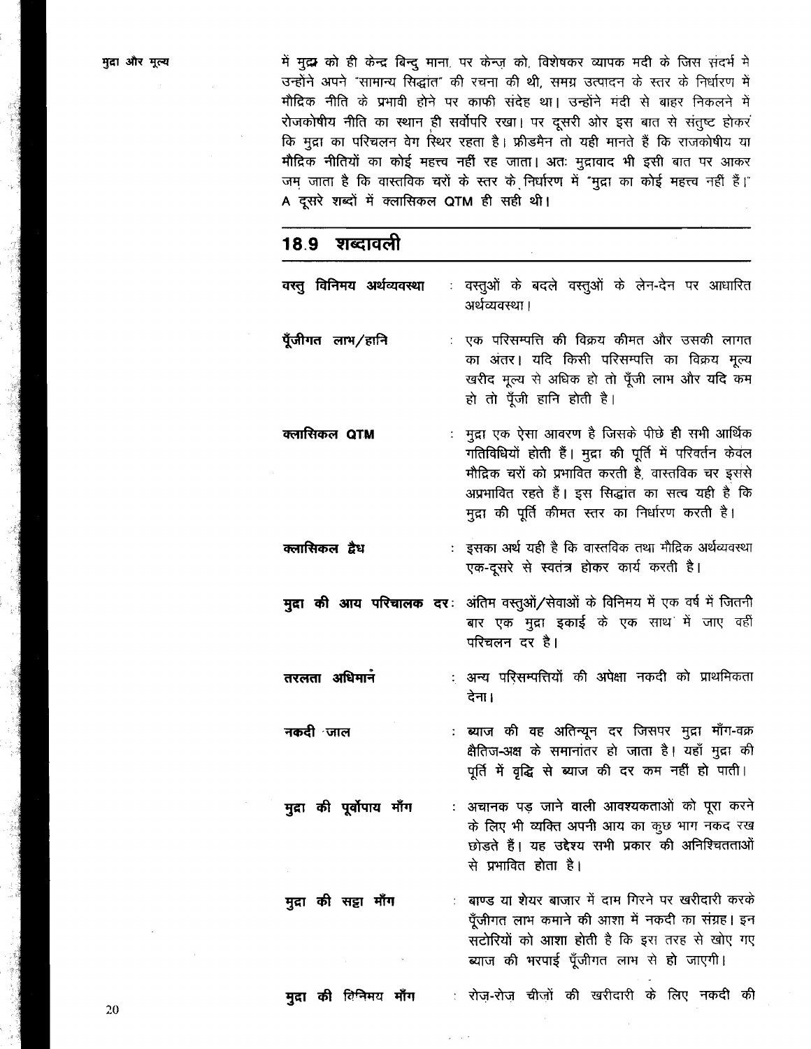में मुद्रा को ही केन्द्र बिन्दु माना, पर केन्ज़ को, विशेषकर व्यापक मंदी के जिस संदर्भ मे उन्होंने अपने "सामान्य सिद्धांत" की रचना की थी, समग्र उत्पादन के स्तर के निर्धारण में मौद्रिक नीति के प्रभावी होने पर काफी संदेह था। उन्होंने मंदी से बाहर निकलने में रोजकोषीय नीति का स्थान ही सर्वोपरि रखा। पर दूसरी ओर इस बात से संतुष्ट होकर कि मुद्रा का परिचलन वेग स्थिर रहता है। फ्रीडमैन तो यही मानते हैं कि राजकोषीय या मौद्रिक नीतियों का कोई महत्त्व नहीं रह जाता। अतः मुद्रावाद भी इसी बात पर आकर जम जाता है कि वास्तविक चरों के स्तर के निर्धारण में "मुद्रा का कोई महत्त्व नहीं हैं।" A दूसरे शब्दों में क्लासिकल QTM ही सही थी।

## 18.9 शब्दावली

**वस्तु विनिमय अर्थव्यवस्था** : वस्तुओं के बदले वस्तुओं के लेन-देन पर आधारित अर्थव्यवस्था।

**पूँजीगत लाभ/हानि** : एक परिसम्पत्ति की विक्रय कीमत और उसकी लागत का अंतर। यदि किसी परिसम्पत्ति का विक्रय मूल्य खरीद मूल्य से अधिक हो तो पूँजी लाभ और यदि कम हो तो पूँजी हानि होती है।

**क्लासिकल QTM** : मुद्रा एक ऐसा आवरण है जिसके पीछे ही सभी आर्थिक गतिविधियों होती हैं। मुद्रा की पूर्ति में परिवर्तन केवल मौद्रिक चरों को प्रभावित करती है, वास्तविक चर इससे अप्रभावित रहते हैं। इस सिद्धांत का सत्व यही है कि मुद्रा की पूर्ति कीमत स्तर का निर्धारण करती है।

**क्लासिकल द्वैध** : इसका अर्थ यही है कि वास्तविक तथा मौद्रिक अर्थव्यवस्था एक-दूसरे से स्वतंत्र होकर कार्य करती है।

**मुद्रा की आय परिचालक दर**: अंतिम वस्तुओं/सेवाओं के विनिमय में एक वर्ष में जितनी बार एक मुद्रा इकाई के एक साथ में जाए वहीं परिचलन दर है।

**तरलता अधिमान** : अन्य परिसम्पत्तियों की अपेक्षा नकदी को प्राथमिकता देना।

**नकदी जाल** : ब्याज की वह अतिन्यून दर जिसपर मुद्रा माँग-वक्र क्षैतिज-अक्ष के समानांतर हो जाता है। यहाँ मुद्रा की पूर्ति में वृद्धि से ब्याज की दर कम नहीं हो पाती।

**मुद्रा की पूर्वोपाय माँग** : अचानक पड़ जाने वाली आवश्यकताओं को पूरा करने के लिए भी व्यक्ति अपनी आय का कुछ भाग नकद रख छोड़ते हैं। यह उद्देश्य सभी प्रकार की अनिश्चितताओं से प्रभावित होता है।

**मुद्रा की सट्टा माँग** : बाण्ड या शेयर बाजार में दाम गिरने पर खरीदारी करके पूँजीगत लाभ कमाने की आशा में नकदी का संग्रह। इन सटोरियों को आशा होती है कि इस तरह से खोए गए ब्याज की भरपाई पूँजीगत लाभ से हो जाएगी।

**मुद्रा की विनिमय माँग** : रोज़-रोज़ चीज़ों की खरीदारी के लिए नकदी की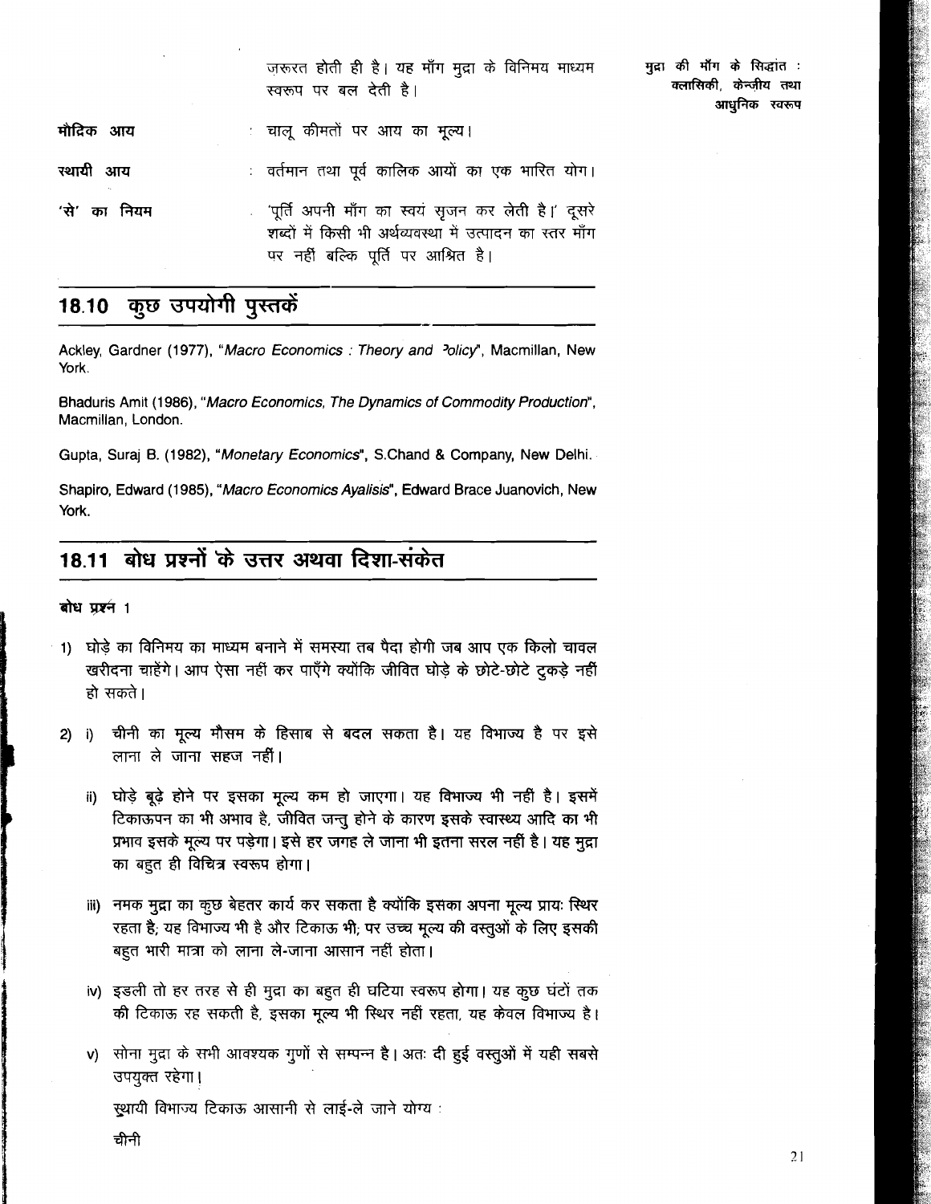ज़रूरत होती ही है। यह माँग मुद्रा के विनिमय माध्यम स्वरूप पर बल देती है।

**मौद्रिक आय** : चालू कीमतों पर आय का मूल्य।

**स्थायी आय** : वर्तमान तथा पूर्व कालिक आयों का एक भारित योग।

**'से' का नियम** : 'पूर्ति अपनी माँग का स्वयं सृजन कर लेती है।' दूसरे शब्दों में किसी भी अर्थव्यवस्था में उत्पादन का स्तर माँग पर नहीं बल्कि पूर्ति पर आश्रित है।

## 18.10 कुछ उपयोगी पुस्तकें

Ackley, Gardner (1977), "*Macro Economics : Theory and Policy*", Macmillan, New York.

Bhaduris Amit (1986), "*Macro Economics, The Dynamics of Commodity Production*", Macmillan, London.

Gupta, Suraj B. (1982), "*Monetary Economics*", S.Chand & Company, New Delhi.

Shapiro, Edward (1985), "*Macro Economics Ayalisis*", Edward Brace Juanovich, New York.

## 18.11 बोध प्रश्नों के उत्तर अथवा दिशा-संकेत

**बोध प्रश्न 1**

1) घोड़े का विनिमय का माध्यम बनाने में समस्या तब पैदा होगी जब आप एक किलो चावल खरीदना चाहेंगे। आप ऐसा नहीं कर पाएँगे क्योंकि जीवित घोड़े के छोटे-छोटे टुकड़े नहीं हो सकते।

2) i) चीनी का मूल्य मौसम के हिसाब से बदल सकता है। यह विभाज्य है पर इसे लाना ले जाना सहज नहीं।

   ii) घोड़े बूढ़े होने पर इसका मूल्य कम हो जाएगा। यह विभाज्य भी नहीं है। इसमें टिकाऊपन का भी अभाव है, जीवित जन्तु होने के कारण इसके स्वास्थ्य आदि का भी प्रभाव इसके मूल्य पर पड़ेगा। इसे हर जगह ले जाना भी इतना सरल नहीं है। यह मुद्रा का बहुत ही विचित्र स्वरूप होगा।

   iii) नमक मुद्रा का कुछ बेहतर कार्य कर सकता है क्योंकि इसका अपना मूल्य प्रायः स्थिर रहता है; यह विभाज्य भी है और टिकाऊ भी; पर उच्च मूल्य की वस्तुओं के लिए इसकी बहुत भारी मात्रा को लाना ले-जाना आसान नहीं होता।

   iv) इडली तो हर तरह से ही मुद्रा का बहुत ही घटिया स्वरूप होगा। यह कुछ घंटों तक की टिकाऊ रह सकती है, इसका मूल्य भी स्थिर नहीं रहता, यह केवल विभाज्य है।

   v) सोना मुद्रा के सभी आवश्यक गुणों से सम्पन्न है। अतः दी हुई वस्तुओं में यही सबसे उपयुक्त रहेगा।

   स्थायी विभाज्य टिकाऊ आसानी से लाई-ले जाने योग्य :

   चीनी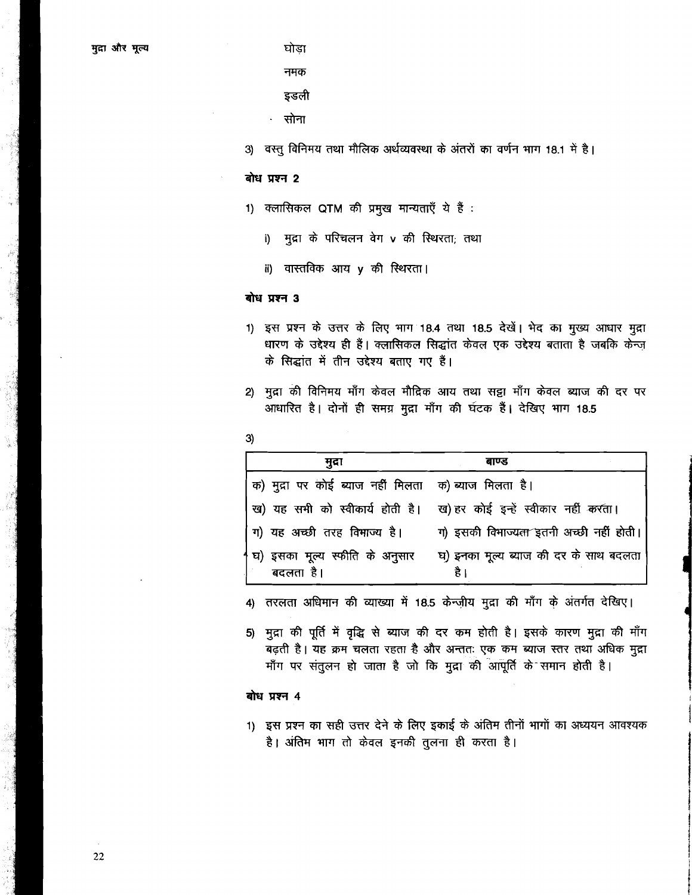घोड़ा

नमक

इडली

सोना

3) वस्तु विनिमय तथा मौलिक अर्थव्यवस्था के अंतरों का वर्णन भाग 18.1 में है।

**बोध प्रश्न 2**

1) क्लासिकल QTM की प्रमुख मान्यताएँ ये हैं :

   i) मुद्रा के परिचलन वेग $v$ की स्थिरता; तथा

   ii) वास्तविक आय $y$ की स्थिरता।

**बोध प्रश्न 3**

1) इस प्रश्न के उत्तर के लिए भाग 18.4 तथा 18.5 देखें। भेद का मुख्य आधार मुद्रा धारण के उद्देश्य ही हैं। क्लासिकल सिद्धांत केवल एक उद्देश्य बताता है जबकि केन्ज़ के सिद्धांत में तीन उद्देश्य बताए गए हैं।

2) मुद्रा की विनिमय माँग केवल मौद्रिक आय तथा सट्टा माँग केवल ब्याज की दर पर आधारित है। दोनों ही समग्र मुद्रा माँग की घटक हैं। देखिए भाग 18.5

3)

| मुद्रा | बाण्ड |
|---|---|
| क) मुद्रा पर कोई ब्याज नहीं मिलता | क) ब्याज मिलता है। |
| ख) यह सभी को स्वीकार्य होती है। | ख) हर कोई इन्हें स्वीकार नहीं करता। |
| ग) यह अच्छी तरह विभाज्य है। | ग) इसकी विभाज्यता इतनी अच्छी नहीं होती। |
| घ) इसका मूल्य स्फीति के अनुसार बदलता है। | घ) इनका मूल्य ब्याज की दर के साथ बदलता है। |

4) तरलता अधिमान की व्याख्या में 18.5 केन्ज़ीय मुद्रा की माँग के अंतर्गत देखिए।

5) मुद्रा की पूर्ति में वृद्धि से ब्याज की दर कम होती है। इसके कारण मुद्रा की माँग बढ़ती है। यह क्रम चलता रहता है और अन्ततः एक कम ब्याज स्तर तथा अधिक मुद्रा माँग पर संतुलन हो जाता है जो कि मुद्रा की आपूर्ति के समान होती है।

**बोध प्रश्न 4**

1) इस प्रश्न का सही उत्तर देने के लिए इकाई के अंतिम तीनों भागों का अध्ययन आवश्यक है। अंतिम भाग तो केवल इनकी तुलना ही करता है।